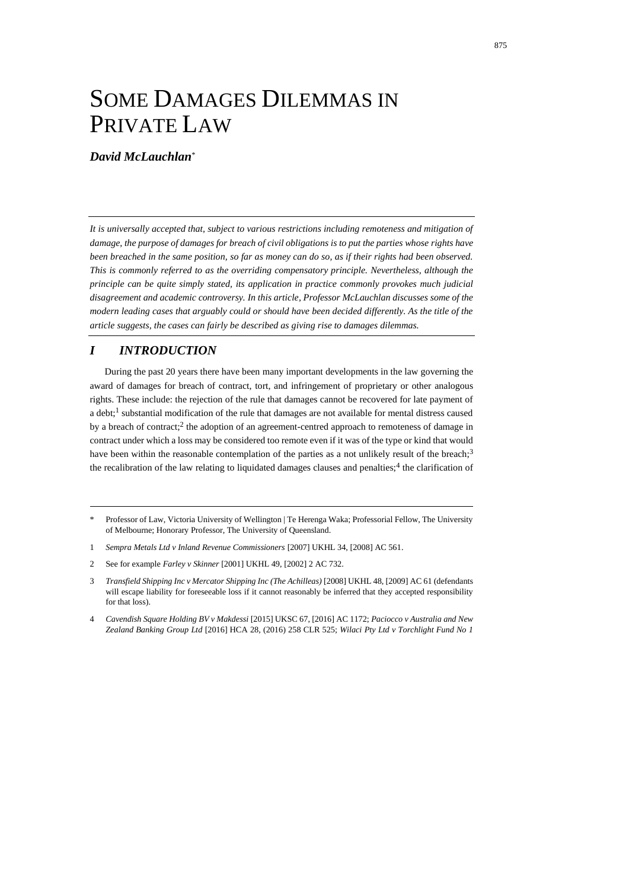# Some Damages Dilemmas in Private Law

***David McLauchlan****

*It is universally accepted that, subject to various restrictions including remoteness and mitigation of damage, the purpose of damages for breach of civil obligations is to put the parties whose rights have been breached in the same position, so far as money can do so, as if their rights had been observed. This is commonly referred to as the overriding compensatory principle. Nevertheless, although the principle can be quite simply stated, its application in practice commonly provokes much judicial disagreement and academic controversy. In this article, Professor McLauchlan discusses some of the modern leading cases that arguably could or should have been decided differently. As the title of the article suggests, the cases can fairly be described as giving rise to damages dilemmas.*

## *I INTRODUCTION*

During the past 20 years there have been many important developments in the law governing the award of damages for breach of contract, tort, and infringement of proprietary or other analogous rights. These include: the rejection of the rule that damages cannot be recovered for late payment of a debt;[1] substantial modification of the rule that damages are not available for mental distress caused by a breach of contract;[2] the adoption of an agreement-centred approach to remoteness of damage in contract under which a loss may be considered too remote even if it was of the type or kind that would have been within the reasonable contemplation of the parties as a not unlikely result of the breach;[3] the recalibration of the law relating to liquidated damages clauses and penalties;[4] the clarification of

---

\* Professor of Law, Victoria University of Wellington | Te Herenga Waka; Professorial Fellow, The University of Melbourne; Honorary Professor, The University of Queensland.

1 *Sempra Metals Ltd v Inland Revenue Commissioners* [2007] UKHL 34, [2008] AC 561.

2 See for example *Farley v Skinner* [2001] UKHL 49, [2002] 2 AC 732.

3 *Transfield Shipping Inc v Mercator Shipping Inc (The Achilleas)* [2008] UKHL 48, [2009] AC 61 (defendants will escape liability for foreseeable loss if it cannot reasonably be inferred that they accepted responsibility for that loss).

4 *Cavendish Square Holding BV v Makdessi* [2015] UKSC 67, [2016] AC 1172; *Paciocco v Australia and New Zealand Banking Group Ltd* [2016] HCA 28, (2016) 258 CLR 525; *Wilaci Pty Ltd v Torchlight Fund No 1*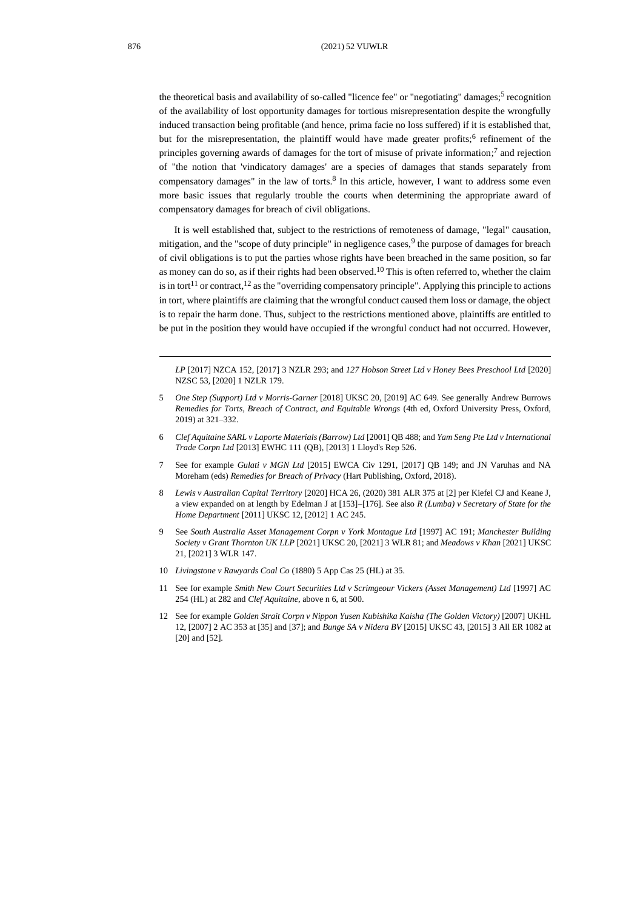the theoretical basis and availability of so-called "licence fee" or "negotiating" damages;[5] recognition of the availability of lost opportunity damages for tortious misrepresentation despite the wrongfully induced transaction being profitable (and hence, prima facie no loss suffered) if it is established that, but for the misrepresentation, the plaintiff would have made greater profits;[6] refinement of the principles governing awards of damages for the tort of misuse of private information;[7] and rejection of "the notion that 'vindicatory damages' are a species of damages that stands separately from compensatory damages" in the law of torts.[8] In this article, however, I want to address some even more basic issues that regularly trouble the courts when determining the appropriate award of compensatory damages for breach of civil obligations.

It is well established that, subject to the restrictions of remoteness of damage, "legal" causation, mitigation, and the "scope of duty principle" in negligence cases,[9] the purpose of damages for breach of civil obligations is to put the parties whose rights have been breached in the same position, so far as money can do so, as if their rights had been observed.[10] This is often referred to, whether the claim is in tort[11] or contract,[12] as the "overriding compensatory principle". Applying this principle to actions in tort, where plaintiffs are claiming that the wrongful conduct caused them loss or damage, the object is to repair the harm done. Thus, subject to the restrictions mentioned above, plaintiffs are entitled to be put in the position they would have occupied if the wrongful conduct had not occurred. However,

---

*LP* [2017] NZCA 152, [2017] 3 NZLR 293; and *127 Hobson Street Ltd v Honey Bees Preschool Ltd* [2020] NZSC 53, [2020] 1 NZLR 179.

5 *One Step (Support) Ltd v Morris-Garner* [2018] UKSC 20, [2019] AC 649. See generally Andrew Burrows *Remedies for Torts, Breach of Contract, and Equitable Wrongs* (4th ed, Oxford University Press, Oxford, 2019) at 321–332.

6 *Clef Aquitaine SARL v Laporte Materials (Barrow) Ltd* [2001] QB 488; and *Yam Seng Pte Ltd v International Trade Corpn Ltd* [2013] EWHC 111 (QB), [2013] 1 Lloyd's Rep 526.

7 See for example *Gulati v MGN Ltd* [2015] EWCA Civ 1291, [2017] QB 149; and JN Varuhas and NA Moreham (eds) *Remedies for Breach of Privacy* (Hart Publishing, Oxford, 2018).

8 *Lewis v Australian Capital Territory* [2020] HCA 26, (2020) 381 ALR 375 at [2] per Kiefel CJ and Keane J, a view expanded on at length by Edelman J at [153]–[176]. See also *R (Lumba) v Secretary of State for the Home Department* [2011] UKSC 12, [2012] 1 AC 245.

9 See *South Australia Asset Management Corpn v York Montague Ltd* [1997] AC 191; *Manchester Building Society v Grant Thornton UK LLP* [2021] UKSC 20, [2021] 3 WLR 81; and *Meadows v Khan* [2021] UKSC 21, [2021] 3 WLR 147.

10 *Livingstone v Rawyards Coal Co* (1880) 5 App Cas 25 (HL) at 35.

11 See for example *Smith New Court Securities Ltd v Scrimgeour Vickers (Asset Management) Ltd* [1997] AC 254 (HL) at 282 and *Clef Aquitaine*, above n 6, at 500.

12 See for example *Golden Strait Corpn v Nippon Yusen Kubishika Kaisha (The Golden Victory)* [2007] UKHL 12, [2007] 2 AC 353 at [35] and [37]; and *Bunge SA v Nidera BV* [2015] UKSC 43, [2015] 3 All ER 1082 at [20] and [52].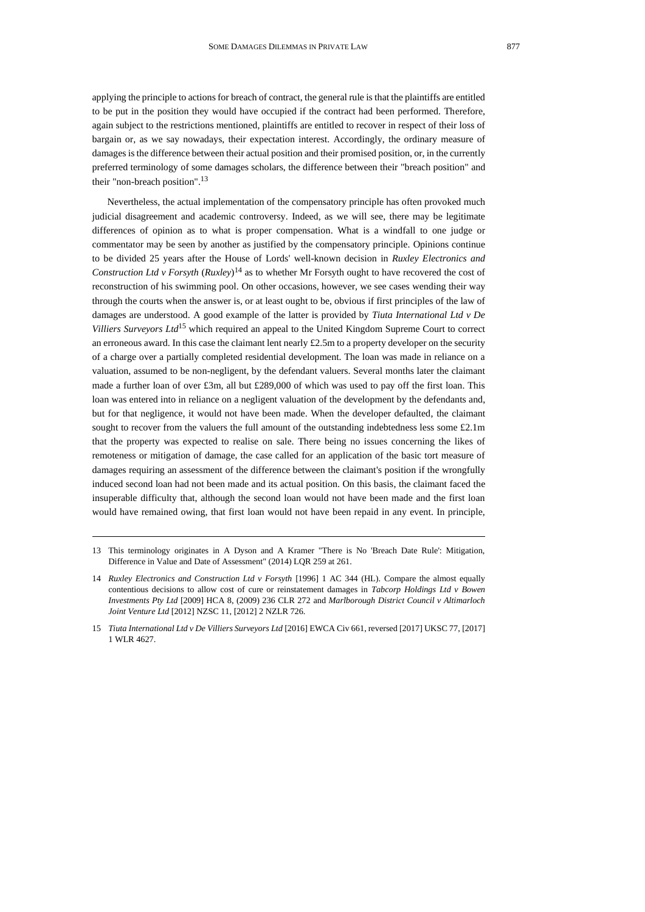applying the principle to actions for breach of contract, the general rule is that the plaintiffs are entitled to be put in the position they would have occupied if the contract had been performed. Therefore, again subject to the restrictions mentioned, plaintiffs are entitled to recover in respect of their loss of bargain or, as we say nowadays, their expectation interest. Accordingly, the ordinary measure of damages is the difference between their actual position and their promised position, or, in the currently preferred terminology of some damages scholars, the difference between their "breach position" and their "non-breach position".[13]

Nevertheless, the actual implementation of the compensatory principle has often provoked much judicial disagreement and academic controversy. Indeed, as we will see, there may be legitimate differences of opinion as to what is proper compensation. What is a windfall to one judge or commentator may be seen by another as justified by the compensatory principle. Opinions continue to be divided 25 years after the House of Lords' well-known decision in *Ruxley Electronics and Construction Ltd v Forsyth* (*Ruxley*)[14] as to whether Mr Forsyth ought to have recovered the cost of reconstruction of his swimming pool. On other occasions, however, we see cases wending their way through the courts when the answer is, or at least ought to be, obvious if first principles of the law of damages are understood. A good example of the latter is provided by *Tiuta International Ltd v De Villiers Surveyors Ltd*[15] which required an appeal to the United Kingdom Supreme Court to correct an erroneous award. In this case the claimant lent nearly £2.5m to a property developer on the security of a charge over a partially completed residential development. The loan was made in reliance on a valuation, assumed to be non-negligent, by the defendant valuers. Several months later the claimant made a further loan of over £3m, all but £289,000 of which was used to pay off the first loan. This loan was entered into in reliance on a negligent valuation of the development by the defendants and, but for that negligence, it would not have been made. When the developer defaulted, the claimant sought to recover from the valuers the full amount of the outstanding indebtedness less some £2.1m that the property was expected to realise on sale. There being no issues concerning the likes of remoteness or mitigation of damage, the case called for an application of the basic tort measure of damages requiring an assessment of the difference between the claimant's position if the wrongfully induced second loan had not been made and its actual position. On this basis, the claimant faced the insuperable difficulty that, although the second loan would not have been made and the first loan would have remained owing, that first loan would not have been repaid in any event. In principle,

---

13 This terminology originates in A Dyson and A Kramer "There is No 'Breach Date Rule': Mitigation, Difference in Value and Date of Assessment" (2014) LQR 259 at 261.

14 *Ruxley Electronics and Construction Ltd v Forsyth* [1996] 1 AC 344 (HL). Compare the almost equally contentious decisions to allow cost of cure or reinstatement damages in *Tabcorp Holdings Ltd v Bowen Investments Pty Ltd* [2009] HCA 8, (2009) 236 CLR 272 and *Marlborough District Council v Altimarloch Joint Venture Ltd* [2012] NZSC 11, [2012] 2 NZLR 726.

15 *Tiuta International Ltd v De Villiers Surveyors Ltd* [2016] EWCA Civ 661, reversed [2017] UKSC 77, [2017] 1 WLR 4627.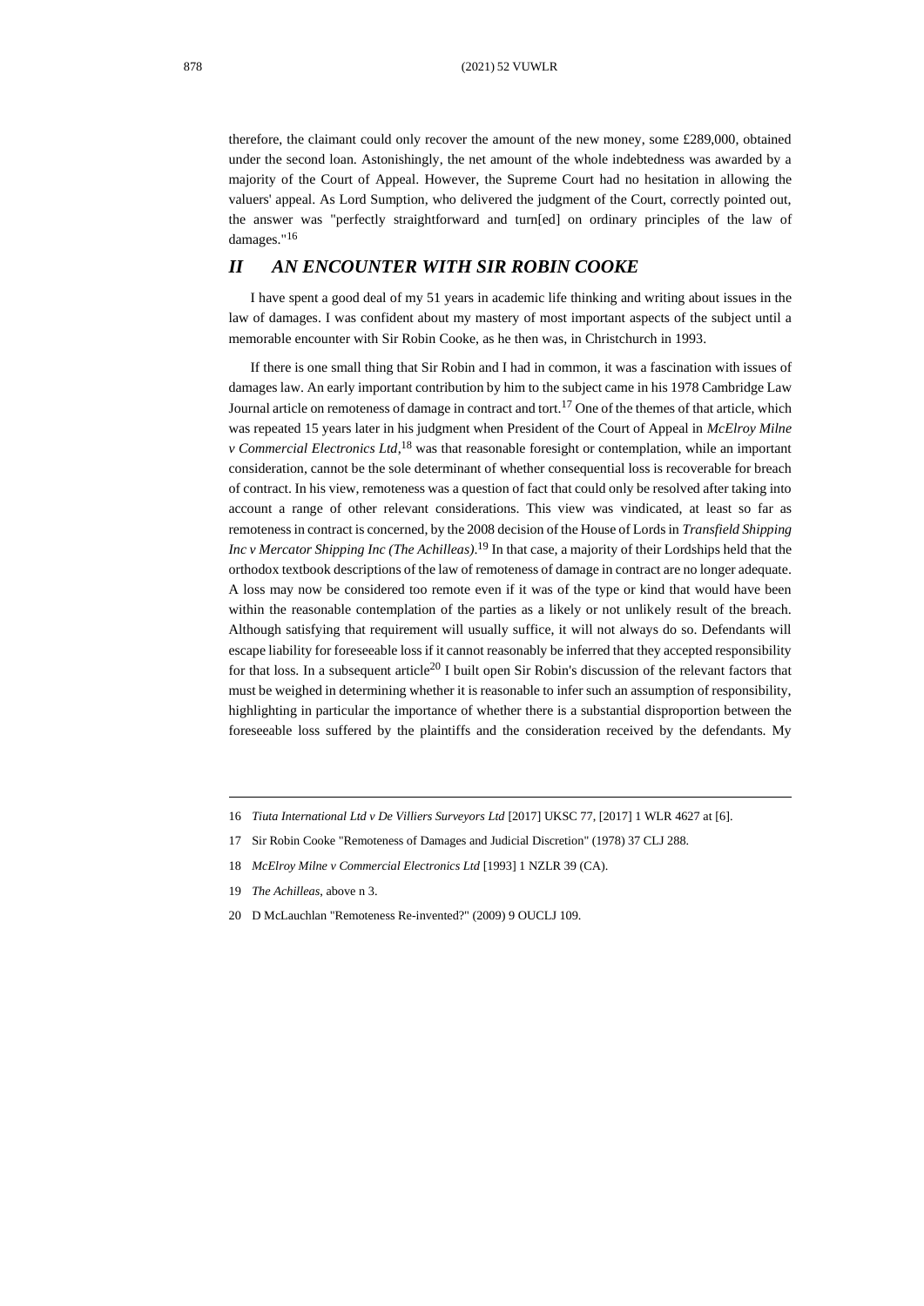therefore, the claimant could only recover the amount of the new money, some £289,000, obtained under the second loan. Astonishingly, the net amount of the whole indebtedness was awarded by a majority of the Court of Appeal. However, the Supreme Court had no hesitation in allowing the valuers' appeal. As Lord Sumption, who delivered the judgment of the Court, correctly pointed out, the answer was "perfectly straightforward and turn[ed] on ordinary principles of the law of damages."[16]

## *II AN ENCOUNTER WITH SIR ROBIN COOKE*

I have spent a good deal of my 51 years in academic life thinking and writing about issues in the law of damages. I was confident about my mastery of most important aspects of the subject until a memorable encounter with Sir Robin Cooke, as he then was, in Christchurch in 1993.

If there is one small thing that Sir Robin and I had in common, it was a fascination with issues of damages law. An early important contribution by him to the subject came in his 1978 Cambridge Law Journal article on remoteness of damage in contract and tort.[17] One of the themes of that article, which was repeated 15 years later in his judgment when President of the Court of Appeal in *McElroy Milne v Commercial Electronics Ltd*,[18] was that reasonable foresight or contemplation, while an important consideration, cannot be the sole determinant of whether consequential loss is recoverable for breach of contract. In his view, remoteness was a question of fact that could only be resolved after taking into account a range of other relevant considerations. This view was vindicated, at least so far as remoteness in contract is concerned, by the 2008 decision of the House of Lords in *Transfield Shipping Inc v Mercator Shipping Inc (The Achilleas)*.[19] In that case, a majority of their Lordships held that the orthodox textbook descriptions of the law of remoteness of damage in contract are no longer adequate. A loss may now be considered too remote even if it was of the type or kind that would have been within the reasonable contemplation of the parties as a likely or not unlikely result of the breach. Although satisfying that requirement will usually suffice, it will not always do so. Defendants will escape liability for foreseeable loss if it cannot reasonably be inferred that they accepted responsibility for that loss. In a subsequent article[20] I built open Sir Robin's discussion of the relevant factors that must be weighed in determining whether it is reasonable to infer such an assumption of responsibility, highlighting in particular the importance of whether there is a substantial disproportion between the foreseeable loss suffered by the plaintiffs and the consideration received by the defendants. My

---

16 *Tiuta International Ltd v De Villiers Surveyors Ltd* [2017] UKSC 77, [2017] 1 WLR 4627 at [6].

17 Sir Robin Cooke "Remoteness of Damages and Judicial Discretion" (1978) 37 CLJ 288.

18 *McElroy Milne v Commercial Electronics Ltd* [1993] 1 NZLR 39 (CA).

19 *The Achilleas*, above n 3.

20 D McLauchlan "Remoteness Re-invented?" (2009) 9 OUCLJ 109.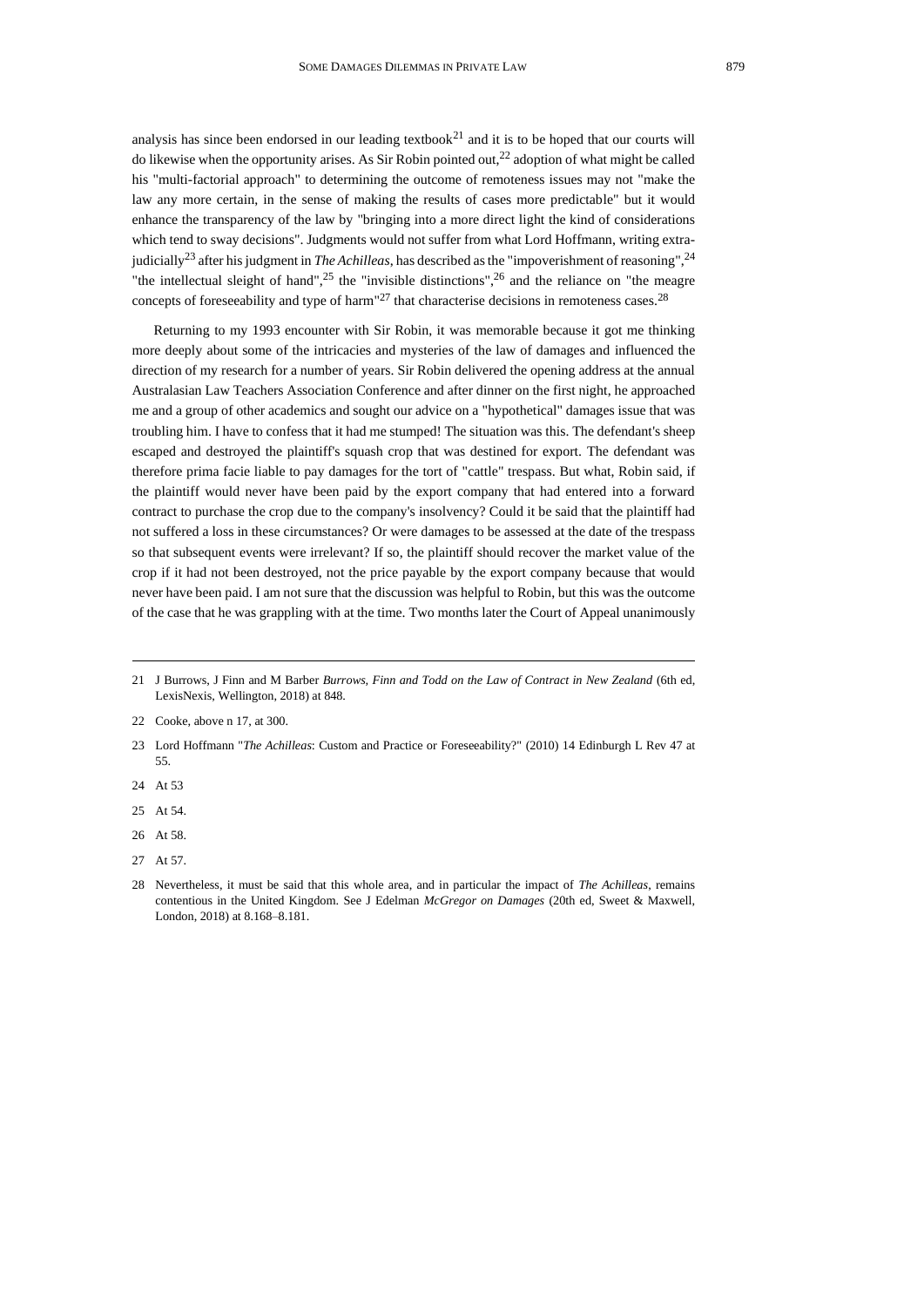analysis has since been endorsed in our leading textbook[21] and it is to be hoped that our courts will do likewise when the opportunity arises. As Sir Robin pointed out,[22] adoption of what might be called his "multi-factorial approach" to determining the outcome of remoteness issues may not "make the law any more certain, in the sense of making the results of cases more predictable" but it would enhance the transparency of the law by "bringing into a more direct light the kind of considerations which tend to sway decisions". Judgments would not suffer from what Lord Hoffmann, writing extra-judicially[23] after his judgment in *The Achilleas*, has described as the "impoverishment of reasoning",[24] "the intellectual sleight of hand",[25] the "invisible distinctions",[26] and the reliance on "the meagre concepts of foreseeability and type of harm"[27] that characterise decisions in remoteness cases.[28]

Returning to my 1993 encounter with Sir Robin, it was memorable because it got me thinking more deeply about some of the intricacies and mysteries of the law of damages and influenced the direction of my research for a number of years. Sir Robin delivered the opening address at the annual Australasian Law Teachers Association Conference and after dinner on the first night, he approached me and a group of other academics and sought our advice on a "hypothetical" damages issue that was troubling him. I have to confess that it had me stumped! The situation was this. The defendant's sheep escaped and destroyed the plaintiff's squash crop that was destined for export. The defendant was therefore prima facie liable to pay damages for the tort of "cattle" trespass. But what, Robin said, if the plaintiff would never have been paid by the export company that had entered into a forward contract to purchase the crop due to the company's insolvency? Could it be said that the plaintiff had not suffered a loss in these circumstances? Or were damages to be assessed at the date of the trespass so that subsequent events were irrelevant? If so, the plaintiff should recover the market value of the crop if it had not been destroyed, not the price payable by the export company because that would never have been paid. I am not sure that the discussion was helpful to Robin, but this was the outcome of the case that he was grappling with at the time. Two months later the Court of Appeal unanimously

---

21 J Burrows, J Finn and M Barber *Burrows, Finn and Todd on the Law of Contract in New Zealand* (6th ed, LexisNexis, Wellington, 2018) at 848.

22 Cooke, above n 17, at 300.

23 Lord Hoffmann "*The Achilleas*: Custom and Practice or Foreseeability?" (2010) 14 Edinburgh L Rev 47 at 55.

24 At 53

25 At 54.

26 At 58.

27 At 57.

28 Nevertheless, it must be said that this whole area, and in particular the impact of *The Achilleas*, remains contentious in the United Kingdom. See J Edelman *McGregor on Damages* (20th ed, Sweet & Maxwell, London, 2018) at 8.168–8.181.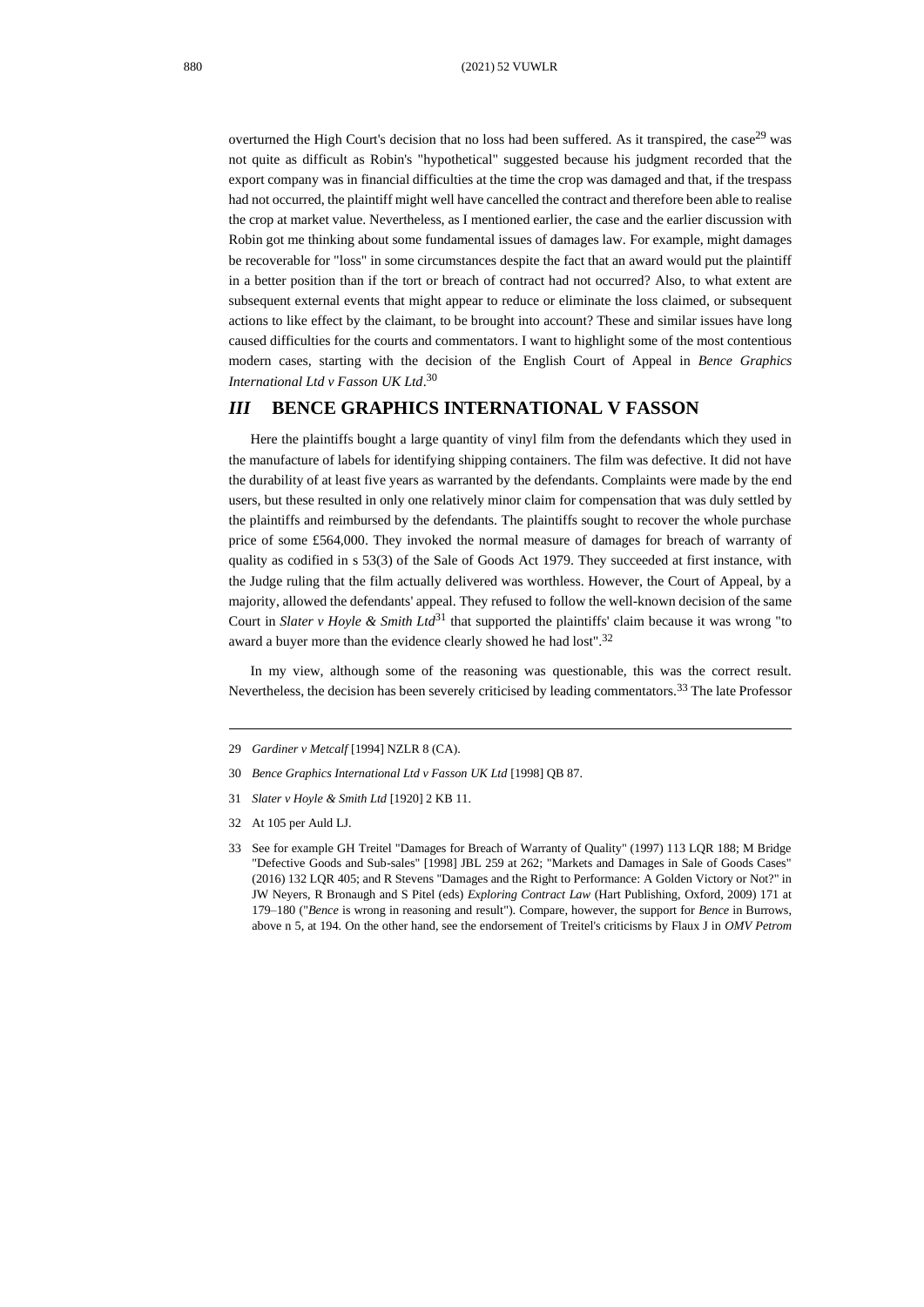overturned the High Court's decision that no loss had been suffered. As it transpired, the case[29] was not quite as difficult as Robin's "hypothetical" suggested because his judgment recorded that the export company was in financial difficulties at the time the crop was damaged and that, if the trespass had not occurred, the plaintiff might well have cancelled the contract and therefore been able to realise the crop at market value. Nevertheless, as I mentioned earlier, the case and the earlier discussion with Robin got me thinking about some fundamental issues of damages law. For example, might damages be recoverable for "loss" in some circumstances despite the fact that an award would put the plaintiff in a better position than if the tort or breach of contract had not occurred? Also, to what extent are subsequent external events that might appear to reduce or eliminate the loss claimed, or subsequent actions to like effect by the claimant, to be brought into account? These and similar issues have long caused difficulties for the courts and commentators. I want to highlight some of the most contentious modern cases, starting with the decision of the English Court of Appeal in *Bence Graphics International Ltd v Fasson UK Ltd*.[30]

## *III* BENCE GRAPHICS INTERNATIONAL V FASSON

Here the plaintiffs bought a large quantity of vinyl film from the defendants which they used in the manufacture of labels for identifying shipping containers. The film was defective. It did not have the durability of at least five years as warranted by the defendants. Complaints were made by the end users, but these resulted in only one relatively minor claim for compensation that was duly settled by the plaintiffs and reimbursed by the defendants. The plaintiffs sought to recover the whole purchase price of some £564,000. They invoked the normal measure of damages for breach of warranty of quality as codified in s 53(3) of the Sale of Goods Act 1979. They succeeded at first instance, with the Judge ruling that the film actually delivered was worthless. However, the Court of Appeal, by a majority, allowed the defendants' appeal. They refused to follow the well-known decision of the same Court in *Slater v Hoyle & Smith Ltd*[31] that supported the plaintiffs' claim because it was wrong "to award a buyer more than the evidence clearly showed he had lost".[32]

In my view, although some of the reasoning was questionable, this was the correct result. Nevertheless, the decision has been severely criticised by leading commentators.[33] The late Professor

---

29 *Gardiner v Metcalf* [1994] NZLR 8 (CA).

30 *Bence Graphics International Ltd v Fasson UK Ltd* [1998] QB 87.

31 *Slater v Hoyle & Smith Ltd* [1920] 2 KB 11.

32 At 105 per Auld LJ.

33 See for example GH Treitel "Damages for Breach of Warranty of Quality" (1997) 113 LQR 188; M Bridge "Defective Goods and Sub-sales" [1998] JBL 259 at 262; "Markets and Damages in Sale of Goods Cases" (2016) 132 LQR 405; and R Stevens "Damages and the Right to Performance: A Golden Victory or Not?" in JW Neyers, R Bronaugh and S Pitel (eds) *Exploring Contract Law* (Hart Publishing, Oxford, 2009) 171 at 179–180 ("*Bence* is wrong in reasoning and result"). Compare, however, the support for *Bence* in Burrows, above n 5, at 194. On the other hand, see the endorsement of Treitel's criticisms by Flaux J in *OMV Petrom*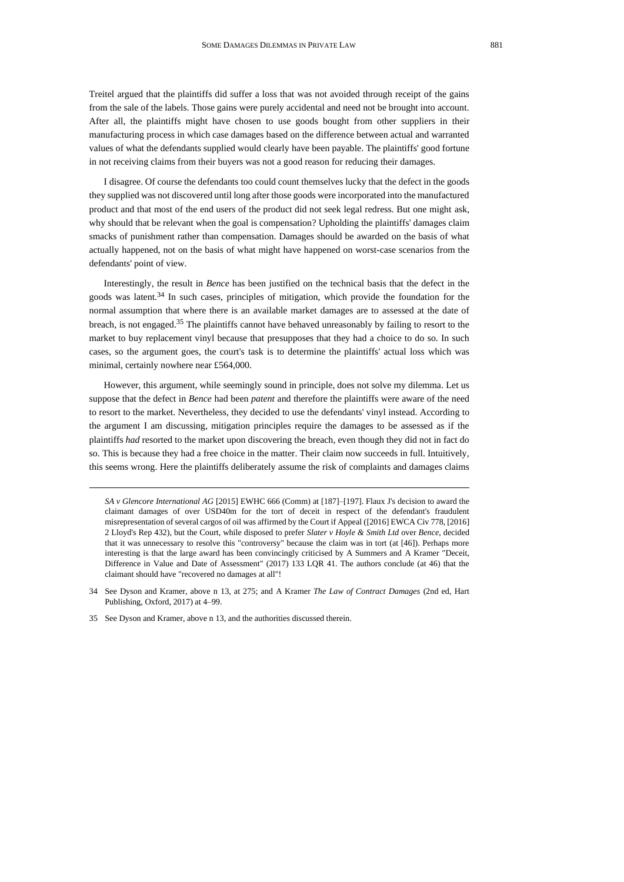Treitel argued that the plaintiffs did suffer a loss that was not avoided through receipt of the gains from the sale of the labels. Those gains were purely accidental and need not be brought into account. After all, the plaintiffs might have chosen to use goods bought from other suppliers in their manufacturing process in which case damages based on the difference between actual and warranted values of what the defendants supplied would clearly have been payable. The plaintiffs' good fortune in not receiving claims from their buyers was not a good reason for reducing their damages.

I disagree. Of course the defendants too could count themselves lucky that the defect in the goods they supplied was not discovered until long after those goods were incorporated into the manufactured product and that most of the end users of the product did not seek legal redress. But one might ask, why should that be relevant when the goal is compensation? Upholding the plaintiffs' damages claim smacks of punishment rather than compensation. Damages should be awarded on the basis of what actually happened, not on the basis of what might have happened on worst-case scenarios from the defendants' point of view.

Interestingly, the result in *Bence* has been justified on the technical basis that the defect in the goods was latent.[34] In such cases, principles of mitigation, which provide the foundation for the normal assumption that where there is an available market damages are to assessed at the date of breach, is not engaged.[35] The plaintiffs cannot have behaved unreasonably by failing to resort to the market to buy replacement vinyl because that presupposes that they had a choice to do so. In such cases, so the argument goes, the court's task is to determine the plaintiffs' actual loss which was minimal, certainly nowhere near £564,000.

However, this argument, while seemingly sound in principle, does not solve my dilemma. Let us suppose that the defect in *Bence* had been *patent* and therefore the plaintiffs were aware of the need to resort to the market. Nevertheless, they decided to use the defendants' vinyl instead. According to the argument I am discussing, mitigation principles require the damages to be assessed as if the plaintiffs *had* resorted to the market upon discovering the breach, even though they did not in fact do so. This is because they had a free choice in the matter. Their claim now succeeds in full. Intuitively, this seems wrong. Here the plaintiffs deliberately assume the risk of complaints and damages claims

---

*SA v Glencore International AG* [2015] EWHC 666 (Comm) at [187]–[197]. Flaux J's decision to award the claimant damages of over USD40m for the tort of deceit in respect of the defendant's fraudulent misrepresentation of several cargos of oil was affirmed by the Court if Appeal ([2016] EWCA Civ 778, [2016] 2 Lloyd's Rep 432), but the Court, while disposed to prefer *Slater v Hoyle & Smith Ltd* over *Bence*, decided that it was unnecessary to resolve this "controversy" because the claim was in tort (at [46]). Perhaps more interesting is that the large award has been convincingly criticised by A Summers and A Kramer "Deceit, Difference in Value and Date of Assessment" (2017) 133 LQR 41. The authors conclude (at 46) that the claimant should have "recovered no damages at all"!

34 See Dyson and Kramer, above n 13, at 275; and A Kramer *The Law of Contract Damages* (2nd ed, Hart Publishing, Oxford, 2017) at 4–99.

35 See Dyson and Kramer, above n 13, and the authorities discussed therein.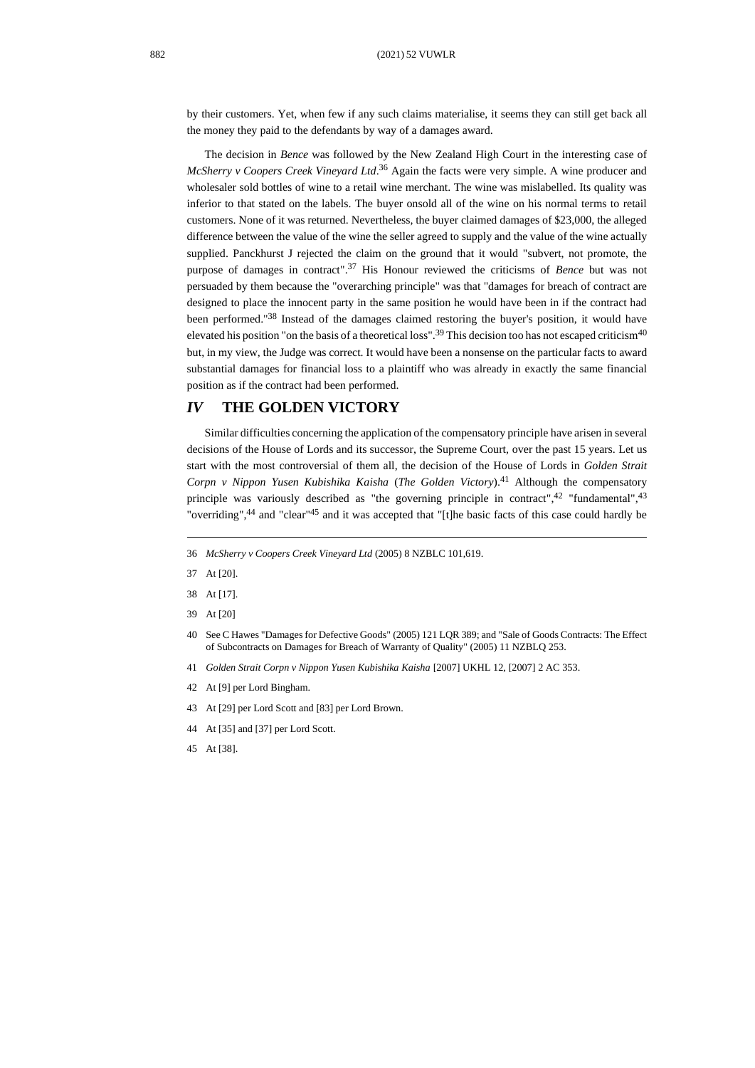by their customers. Yet, when few if any such claims materialise, it seems they can still get back all the money they paid to the defendants by way of a damages award.

The decision in *Bence* was followed by the New Zealand High Court in the interesting case of *McSherry v Coopers Creek Vineyard Ltd*.[36] Again the facts were very simple. A wine producer and wholesaler sold bottles of wine to a retail wine merchant. The wine was mislabelled. Its quality was inferior to that stated on the labels. The buyer onsold all of the wine on his normal terms to retail customers. None of it was returned. Nevertheless, the buyer claimed damages of $23,000, the alleged difference between the value of the wine the seller agreed to supply and the value of the wine actually supplied. Panckhurst J rejected the claim on the ground that it would "subvert, not promote, the purpose of damages in contract".[37] His Honour reviewed the criticisms of *Bence* but was not persuaded by them because the "overarching principle" was that "damages for breach of contract are designed to place the innocent party in the same position he would have been in if the contract had been performed."[38] Instead of the damages claimed restoring the buyer's position, it would have elevated his position "on the basis of a theoretical loss".[39] This decision too has not escaped criticism[40] but, in my view, the Judge was correct. It would have been a nonsense on the particular facts to award substantial damages for financial loss to a plaintiff who was already in exactly the same financial position as if the contract had been performed.

## *IV* THE GOLDEN VICTORY

Similar difficulties concerning the application of the compensatory principle have arisen in several decisions of the House of Lords and its successor, the Supreme Court, over the past 15 years. Let us start with the most controversial of them all, the decision of the House of Lords in *Golden Strait Corpn v Nippon Yusen Kubishika Kaisha* (*The Golden Victory*).[41] Although the compensatory principle was variously described as "the governing principle in contract",[42] "fundamental",[43] "overriding",[44] and "clear"[45] and it was accepted that "[t]he basic facts of this case could hardly be

---

36 *McSherry v Coopers Creek Vineyard Ltd* (2005) 8 NZBLC 101,619.

37 At [20].

38 At [17].

39 At [20]

40 See C Hawes "Damages for Defective Goods" (2005) 121 LQR 389; and "Sale of Goods Contracts: The Effect of Subcontracts on Damages for Breach of Warranty of Quality" (2005) 11 NZBLQ 253.

41 *Golden Strait Corpn v Nippon Yusen Kubishika Kaisha* [2007] UKHL 12, [2007] 2 AC 353.

42 At [9] per Lord Bingham.

43 At [29] per Lord Scott and [83] per Lord Brown.

44 At [35] and [37] per Lord Scott.

45 At [38].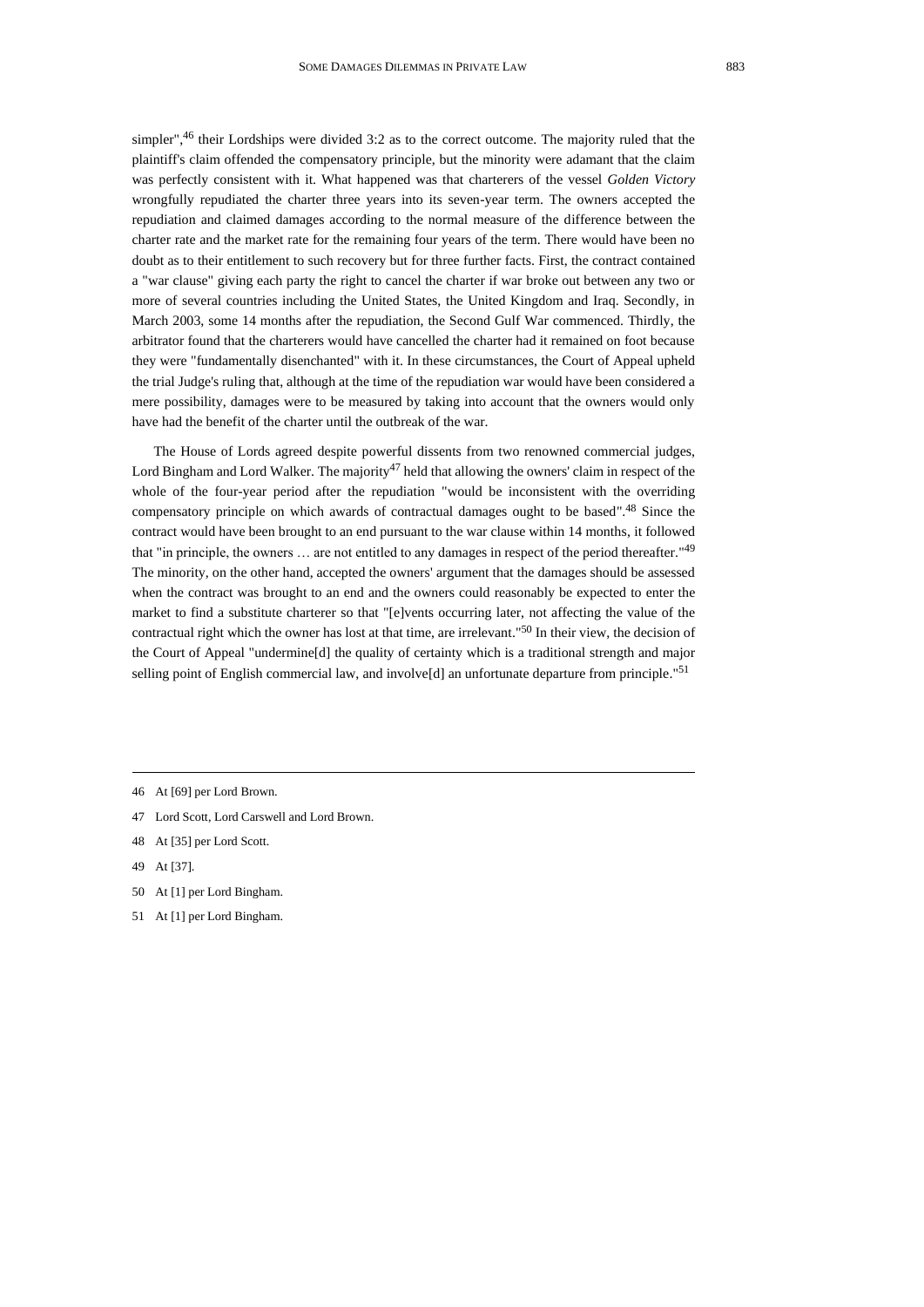simpler",[46] their Lordships were divided 3:2 as to the correct outcome. The majority ruled that the plaintiff's claim offended the compensatory principle, but the minority were adamant that the claim was perfectly consistent with it. What happened was that charterers of the vessel *Golden Victory* wrongfully repudiated the charter three years into its seven-year term. The owners accepted the repudiation and claimed damages according to the normal measure of the difference between the charter rate and the market rate for the remaining four years of the term. There would have been no doubt as to their entitlement to such recovery but for three further facts. First, the contract contained a "war clause" giving each party the right to cancel the charter if war broke out between any two or more of several countries including the United States, the United Kingdom and Iraq. Secondly, in March 2003, some 14 months after the repudiation, the Second Gulf War commenced. Thirdly, the arbitrator found that the charterers would have cancelled the charter had it remained on foot because they were "fundamentally disenchanted" with it. In these circumstances, the Court of Appeal upheld the trial Judge's ruling that, although at the time of the repudiation war would have been considered a mere possibility, damages were to be measured by taking into account that the owners would only have had the benefit of the charter until the outbreak of the war.

The House of Lords agreed despite powerful dissents from two renowned commercial judges, Lord Bingham and Lord Walker. The majority[47] held that allowing the owners' claim in respect of the whole of the four-year period after the repudiation "would be inconsistent with the overriding compensatory principle on which awards of contractual damages ought to be based".[48] Since the contract would have been brought to an end pursuant to the war clause within 14 months, it followed that "in principle, the owners … are not entitled to any damages in respect of the period thereafter."[49] The minority, on the other hand, accepted the owners' argument that the damages should be assessed when the contract was brought to an end and the owners could reasonably be expected to enter the market to find a substitute charterer so that "[e]vents occurring later, not affecting the value of the contractual right which the owner has lost at that time, are irrelevant."[50] In their view, the decision of the Court of Appeal "undermine[d] the quality of certainty which is a traditional strength and major selling point of English commercial law, and involve[d] an unfortunate departure from principle."[51]

---

46 At [69] per Lord Brown.

47 Lord Scott, Lord Carswell and Lord Brown.

48 At [35] per Lord Scott.

49 At [37].

50 At [1] per Lord Bingham.

51 At [1] per Lord Bingham.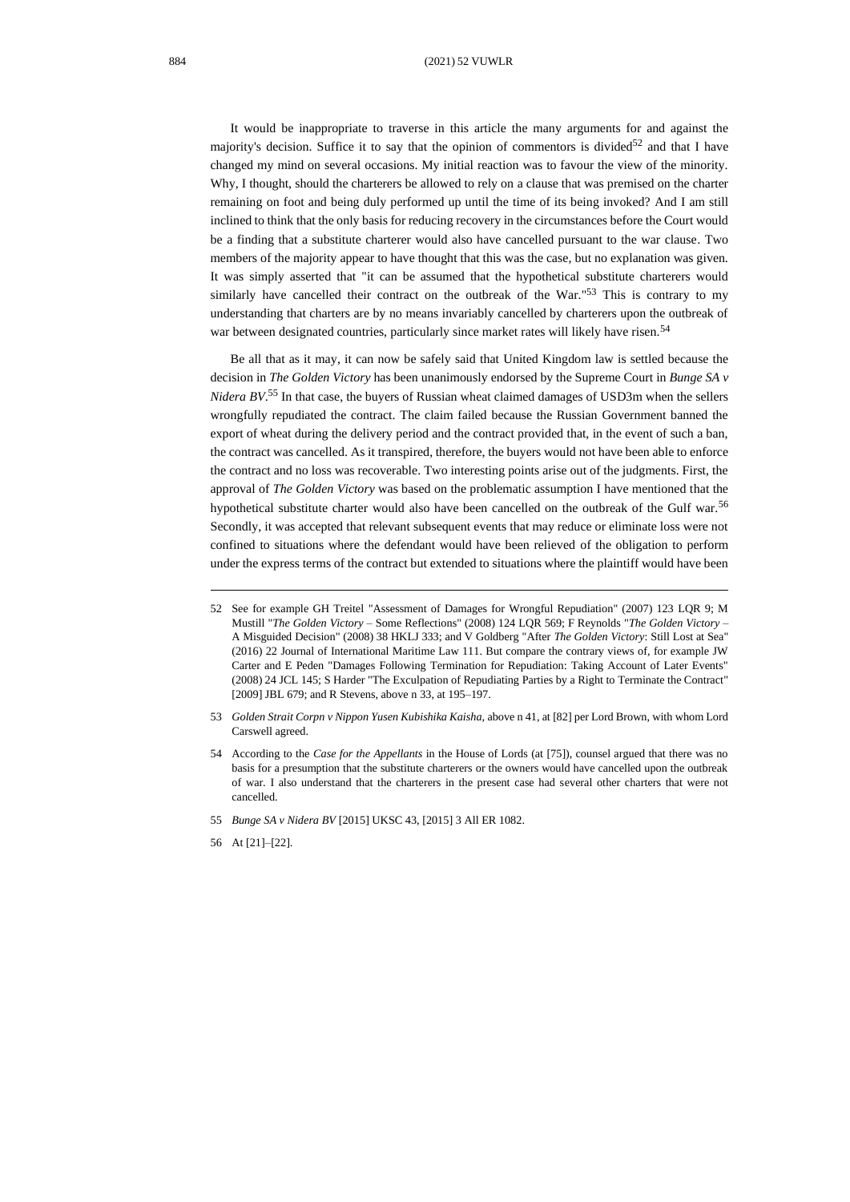It would be inappropriate to traverse in this article the many arguments for and against the majority's decision. Suffice it to say that the opinion of commentors is divided[52] and that I have changed my mind on several occasions. My initial reaction was to favour the view of the minority. Why, I thought, should the charterers be allowed to rely on a clause that was premised on the charter remaining on foot and being duly performed up until the time of its being invoked? And I am still inclined to think that the only basis for reducing recovery in the circumstances before the Court would be a finding that a substitute charterer would also have cancelled pursuant to the war clause. Two members of the majority appear to have thought that this was the case, but no explanation was given. It was simply asserted that "it can be assumed that the hypothetical substitute charterers would similarly have cancelled their contract on the outbreak of the War."[53] This is contrary to my understanding that charters are by no means invariably cancelled by charterers upon the outbreak of war between designated countries, particularly since market rates will likely have risen.[54]

Be all that as it may, it can now be safely said that United Kingdom law is settled because the decision in *The Golden Victory* has been unanimously endorsed by the Supreme Court in *Bunge SA v Nidera BV*.[55] In that case, the buyers of Russian wheat claimed damages of USD3m when the sellers wrongfully repudiated the contract. The claim failed because the Russian Government banned the export of wheat during the delivery period and the contract provided that, in the event of such a ban, the contract was cancelled. As it transpired, therefore, the buyers would not have been able to enforce the contract and no loss was recoverable. Two interesting points arise out of the judgments. First, the approval of *The Golden Victory* was based on the problematic assumption I have mentioned that the hypothetical substitute charter would also have been cancelled on the outbreak of the Gulf war.[56] Secondly, it was accepted that relevant subsequent events that may reduce or eliminate loss were not confined to situations where the defendant would have been relieved of the obligation to perform under the express terms of the contract but extended to situations where the plaintiff would have been

---

52 See for example GH Treitel "Assessment of Damages for Wrongful Repudiation" (2007) 123 LQR 9; M Mustill "*The Golden Victory* – Some Reflections" (2008) 124 LQR 569; F Reynolds "*The Golden Victory* – A Misguided Decision" (2008) 38 HKLJ 333; and V Goldberg "After *The Golden Victory*: Still Lost at Sea" (2016) 22 Journal of International Maritime Law 111. But compare the contrary views of, for example JW Carter and E Peden "Damages Following Termination for Repudiation: Taking Account of Later Events" (2008) 24 JCL 145; S Harder "The Exculpation of Repudiating Parties by a Right to Terminate the Contract" [2009] JBL 679; and R Stevens, above n 33, at 195–197.

53 *Golden Strait Corpn v Nippon Yusen Kubishika Kaisha*, above n 41, at [82] per Lord Brown, with whom Lord Carswell agreed.

54 According to the *Case for the Appellants* in the House of Lords (at [75]), counsel argued that there was no basis for a presumption that the substitute charterers or the owners would have cancelled upon the outbreak of war. I also understand that the charterers in the present case had several other charters that were not cancelled.

55 *Bunge SA v Nidera BV* [2015] UKSC 43, [2015] 3 All ER 1082.

56 At [21]–[22].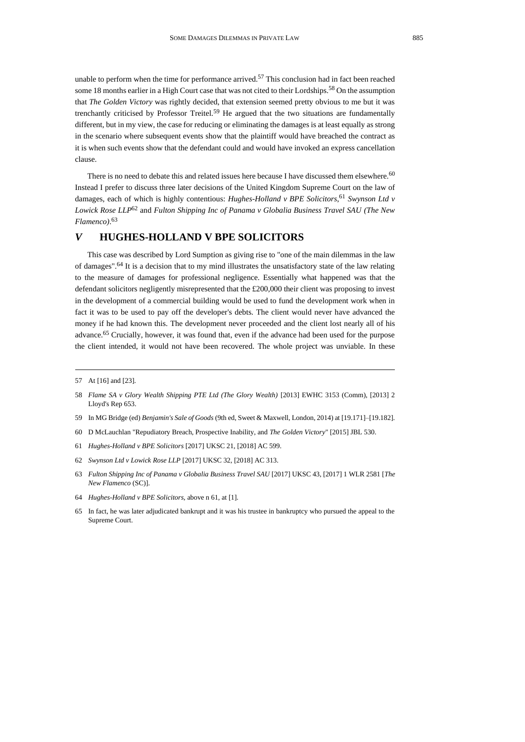unable to perform when the time for performance arrived.[57] This conclusion had in fact been reached some 18 months earlier in a High Court case that was not cited to their Lordships.[58] On the assumption that *The Golden Victory* was rightly decided, that extension seemed pretty obvious to me but it was trenchantly criticised by Professor Treitel.[59] He argued that the two situations are fundamentally different, but in my view, the case for reducing or eliminating the damages is at least equally as strong in the scenario where subsequent events show that the plaintiff would have breached the contract as it is when such events show that the defendant could and would have invoked an express cancellation clause.

There is no need to debate this and related issues here because I have discussed them elsewhere.[60] Instead I prefer to discuss three later decisions of the United Kingdom Supreme Court on the law of damages, each of which is highly contentious: *Hughes-Holland v BPE Solicitors*,[61] *Swynson Ltd v Lowick Rose LLP*[62] and *Fulton Shipping Inc of Panama v Globalia Business Travel SAU (The New Flamenco)*.[63]

## *V* HUGHES-HOLLAND V BPE SOLICITORS

This case was described by Lord Sumption as giving rise to "one of the main dilemmas in the law of damages".[64] It is a decision that to my mind illustrates the unsatisfactory state of the law relating to the measure of damages for professional negligence. Essentially what happened was that the defendant solicitors negligently misrepresented that the £200,000 their client was proposing to invest in the development of a commercial building would be used to fund the development work when in fact it was to be used to pay off the developer's debts. The client would never have advanced the money if he had known this. The development never proceeded and the client lost nearly all of his advance.[65] Crucially, however, it was found that, even if the advance had been used for the purpose the client intended, it would not have been recovered. The whole project was unviable. In these

---

57 At [16] and [23].

58 *Flame SA v Glory Wealth Shipping PTE Ltd (The Glory Wealth)* [2013] EWHC 3153 (Comm), [2013] 2 Lloyd's Rep 653.

59 In MG Bridge (ed) *Benjamin's Sale of Goods* (9th ed, Sweet & Maxwell, London, 2014) at [19.171]–[19.182].

60 D McLauchlan "Repudiatory Breach, Prospective Inability, and *The Golden Victory*" [2015] JBL 530.

61 *Hughes-Holland v BPE Solicitors* [2017] UKSC 21, [2018] AC 599.

62 *Swynson Ltd v Lowick Rose LLP* [2017] UKSC 32, [2018] AC 313.

63 *Fulton Shipping Inc of Panama v Globalia Business Travel SAU* [2017] UKSC 43, [2017] 1 WLR 2581 [*The New Flamenco* (SC)].

64 *Hughes-Holland v BPE Solicitors*, above n 61, at [1].

65 In fact, he was later adjudicated bankrupt and it was his trustee in bankruptcy who pursued the appeal to the Supreme Court.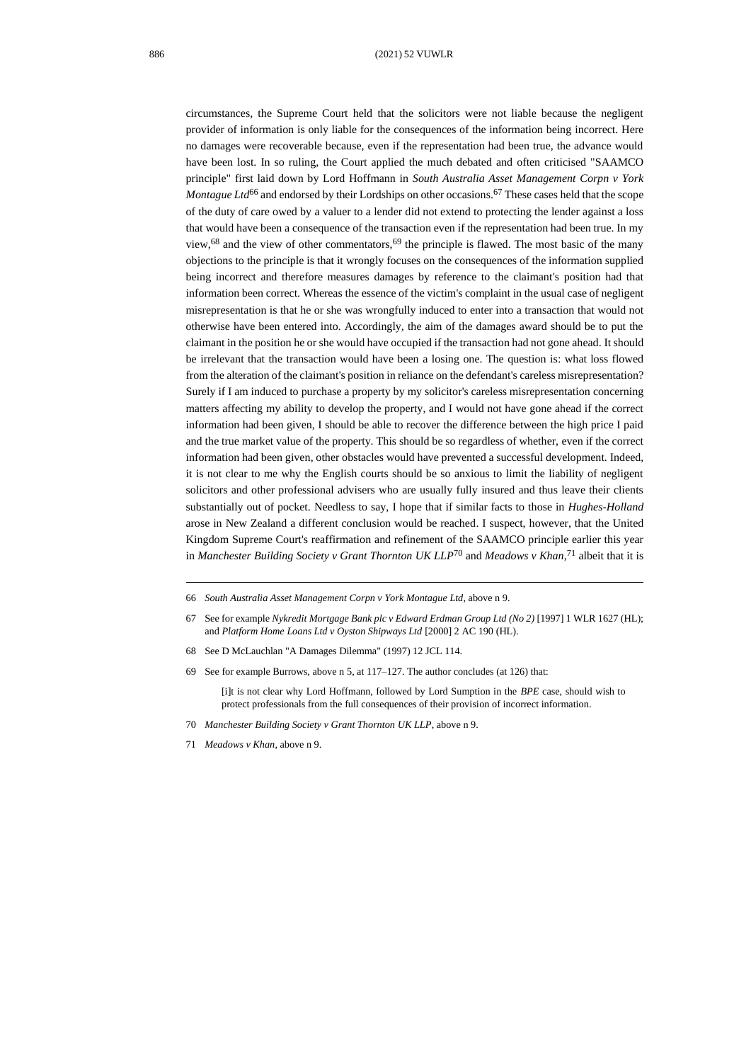circumstances, the Supreme Court held that the solicitors were not liable because the negligent provider of information is only liable for the consequences of the information being incorrect. Here no damages were recoverable because, even if the representation had been true, the advance would have been lost. In so ruling, the Court applied the much debated and often criticised "SAAMCO principle" first laid down by Lord Hoffmann in *South Australia Asset Management Corpn v York Montague Ltd*[66] and endorsed by their Lordships on other occasions.[67] These cases held that the scope of the duty of care owed by a valuer to a lender did not extend to protecting the lender against a loss that would have been a consequence of the transaction even if the representation had been true. In my view,[68] and the view of other commentators,[69] the principle is flawed. The most basic of the many objections to the principle is that it wrongly focuses on the consequences of the information supplied being incorrect and therefore measures damages by reference to the claimant's position had that information been correct. Whereas the essence of the victim's complaint in the usual case of negligent misrepresentation is that he or she was wrongfully induced to enter into a transaction that would not otherwise have been entered into. Accordingly, the aim of the damages award should be to put the claimant in the position he or she would have occupied if the transaction had not gone ahead. It should be irrelevant that the transaction would have been a losing one. The question is: what loss flowed from the alteration of the claimant's position in reliance on the defendant's careless misrepresentation? Surely if I am induced to purchase a property by my solicitor's careless misrepresentation concerning matters affecting my ability to develop the property, and I would not have gone ahead if the correct information had been given, I should be able to recover the difference between the high price I paid and the true market value of the property. This should be so regardless of whether, even if the correct information had been given, other obstacles would have prevented a successful development. Indeed, it is not clear to me why the English courts should be so anxious to limit the liability of negligent solicitors and other professional advisers who are usually fully insured and thus leave their clients substantially out of pocket. Needless to say, I hope that if similar facts to those in *Hughes-Holland* arose in New Zealand a different conclusion would be reached. I suspect, however, that the United Kingdom Supreme Court's reaffirmation and refinement of the SAAMCO principle earlier this year in *Manchester Building Society v Grant Thornton UK LLP*[70] and *Meadows v Khan*,[71] albeit that it is

---

66 *South Australia Asset Management Corpn v York Montague Ltd*, above n 9.

67 See for example *Nykredit Mortgage Bank plc v Edward Erdman Group Ltd (No 2)* [1997] 1 WLR 1627 (HL); and *Platform Home Loans Ltd v Oyston Shipways Ltd* [2000] 2 AC 190 (HL).

68 See D McLauchlan "A Damages Dilemma" (1997) 12 JCL 114.

69 See for example Burrows, above n 5, at 117–127. The author concludes (at 126) that:

> [i]t is not clear why Lord Hoffmann, followed by Lord Sumption in the *BPE* case, should wish to protect professionals from the full consequences of their provision of incorrect information.

70 *Manchester Building Society v Grant Thornton UK LLP*, above n 9.

71 *Meadows v Khan*, above n 9.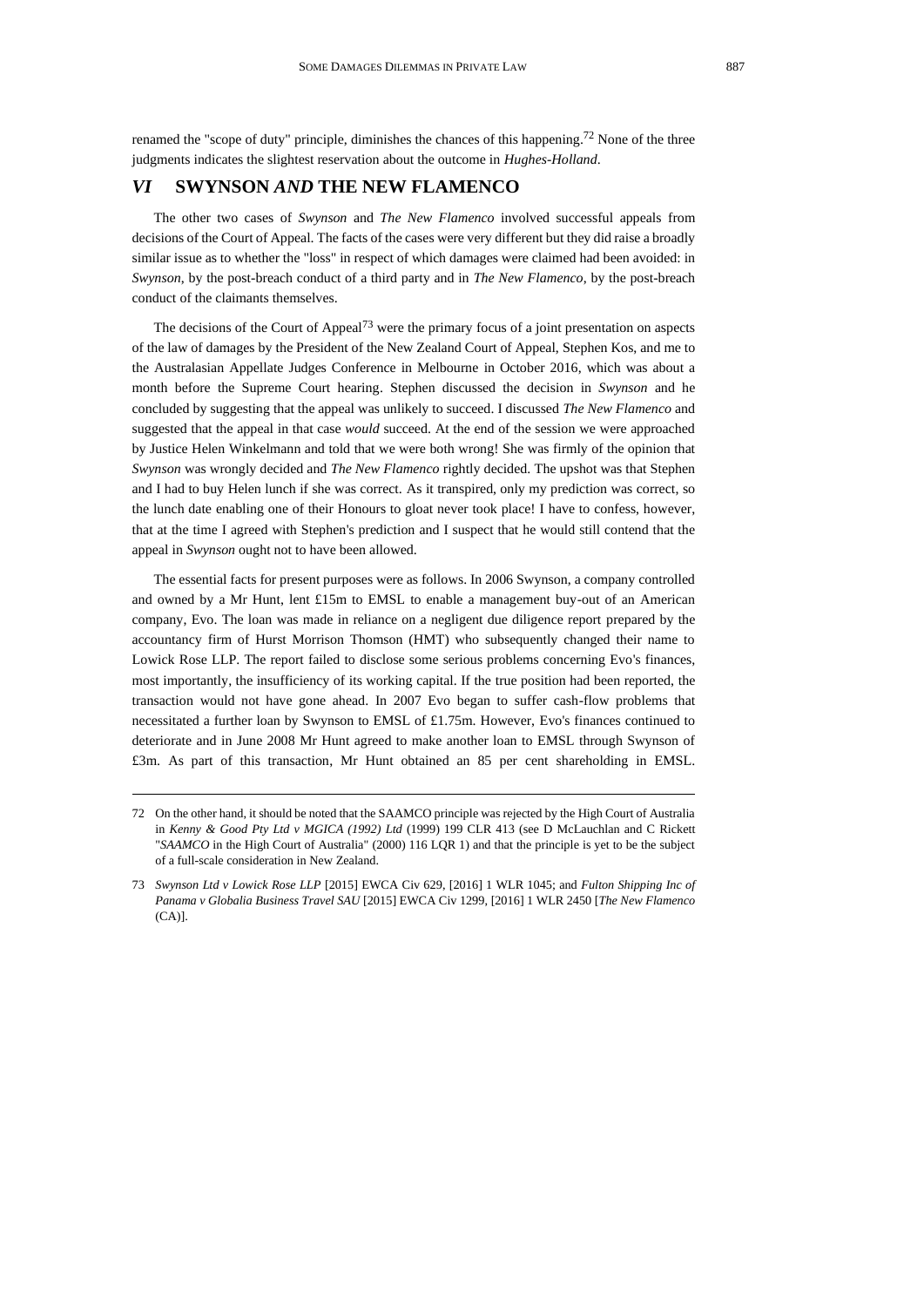renamed the "scope of duty" principle, diminishes the chances of this happening.[72] None of the three judgments indicates the slightest reservation about the outcome in *Hughes-Holland*.

## *VI* SWYNSON *AND* THE NEW FLAMENCO

The other two cases of *Swynson* and *The New Flamenco* involved successful appeals from decisions of the Court of Appeal. The facts of the cases were very different but they did raise a broadly similar issue as to whether the "loss" in respect of which damages were claimed had been avoided: in *Swynson*, by the post-breach conduct of a third party and in *The New Flamenco*, by the post-breach conduct of the claimants themselves.

The decisions of the Court of Appeal[73] were the primary focus of a joint presentation on aspects of the law of damages by the President of the New Zealand Court of Appeal, Stephen Kos, and me to the Australasian Appellate Judges Conference in Melbourne in October 2016, which was about a month before the Supreme Court hearing. Stephen discussed the decision in *Swynson* and he concluded by suggesting that the appeal was unlikely to succeed. I discussed *The New Flamenco* and suggested that the appeal in that case *would* succeed. At the end of the session we were approached by Justice Helen Winkelmann and told that we were both wrong! She was firmly of the opinion that *Swynson* was wrongly decided and *The New Flamenco* rightly decided. The upshot was that Stephen and I had to buy Helen lunch if she was correct. As it transpired, only my prediction was correct, so the lunch date enabling one of their Honours to gloat never took place! I have to confess, however, that at the time I agreed with Stephen's prediction and I suspect that he would still contend that the appeal in *Swynson* ought not to have been allowed.

The essential facts for present purposes were as follows. In 2006 Swynson, a company controlled and owned by a Mr Hunt, lent £15m to EMSL to enable a management buy-out of an American company, Evo. The loan was made in reliance on a negligent due diligence report prepared by the accountancy firm of Hurst Morrison Thomson (HMT) who subsequently changed their name to Lowick Rose LLP. The report failed to disclose some serious problems concerning Evo's finances, most importantly, the insufficiency of its working capital. If the true position had been reported, the transaction would not have gone ahead. In 2007 Evo began to suffer cash-flow problems that necessitated a further loan by Swynson to EMSL of £1.75m. However, Evo's finances continued to deteriorate and in June 2008 Mr Hunt agreed to make another loan to EMSL through Swynson of £3m. As part of this transaction, Mr Hunt obtained an 85 per cent shareholding in EMSL.

---

72 On the other hand, it should be noted that the SAAMCO principle was rejected by the High Court of Australia in *Kenny & Good Pty Ltd v MGICA (1992) Ltd* (1999) 199 CLR 413 (see D McLauchlan and C Rickett "*SAAMCO* in the High Court of Australia" (2000) 116 LQR 1) and that the principle is yet to be the subject of a full-scale consideration in New Zealand.

73 *Swynson Ltd v Lowick Rose LLP* [2015] EWCA Civ 629, [2016] 1 WLR 1045; and *Fulton Shipping Inc of Panama v Globalia Business Travel SAU* [2015] EWCA Civ 1299, [2016] 1 WLR 2450 [*The New Flamenco* (CA)].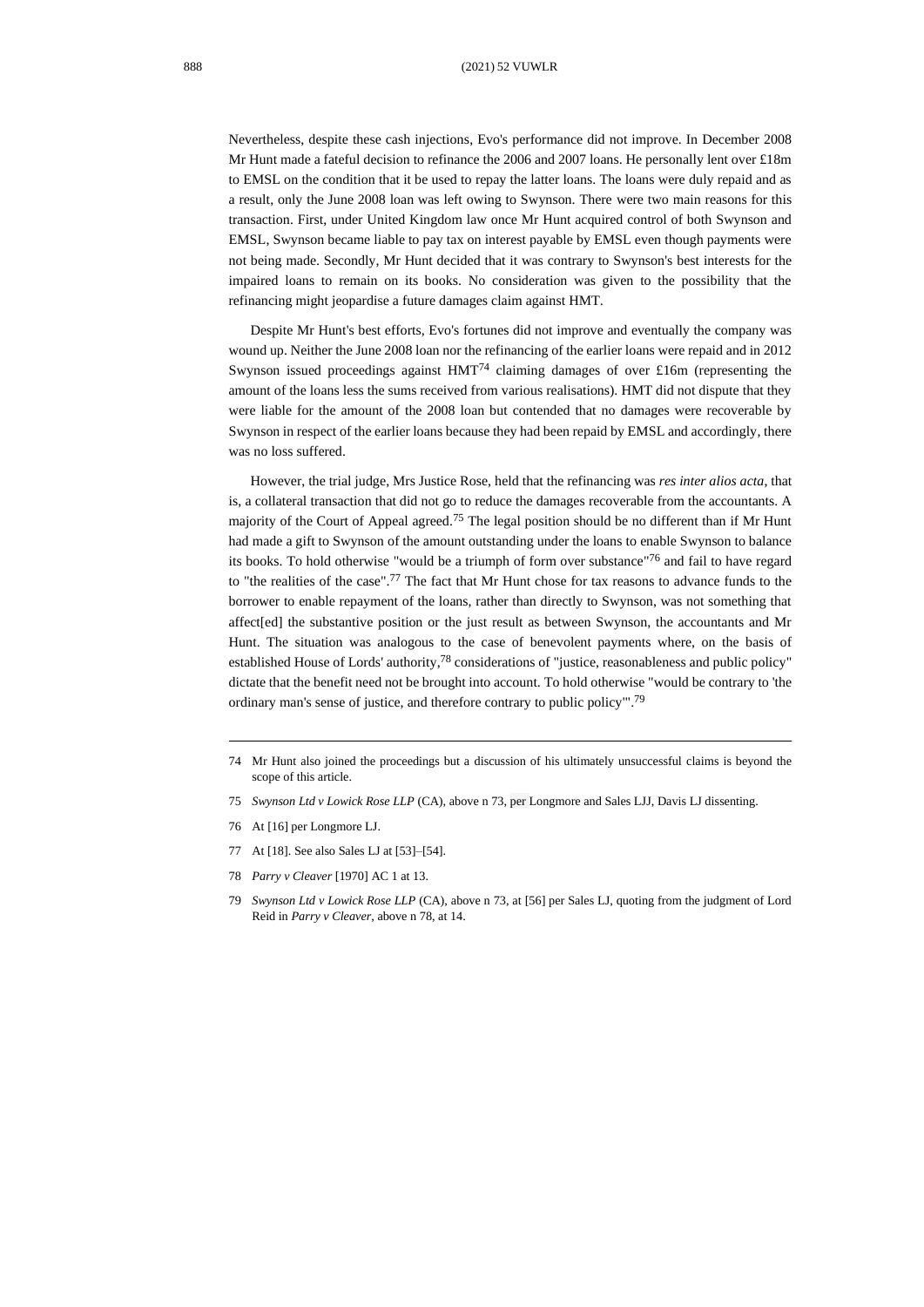Nevertheless, despite these cash injections, Evo's performance did not improve. In December 2008 Mr Hunt made a fateful decision to refinance the 2006 and 2007 loans. He personally lent over £18m to EMSL on the condition that it be used to repay the latter loans. The loans were duly repaid and as a result, only the June 2008 loan was left owing to Swynson. There were two main reasons for this transaction. First, under United Kingdom law once Mr Hunt acquired control of both Swynson and EMSL, Swynson became liable to pay tax on interest payable by EMSL even though payments were not being made. Secondly, Mr Hunt decided that it was contrary to Swynson's best interests for the impaired loans to remain on its books. No consideration was given to the possibility that the refinancing might jeopardise a future damages claim against HMT.

Despite Mr Hunt's best efforts, Evo's fortunes did not improve and eventually the company was wound up. Neither the June 2008 loan nor the refinancing of the earlier loans were repaid and in 2012 Swynson issued proceedings against HMT[74] claiming damages of over £16m (representing the amount of the loans less the sums received from various realisations). HMT did not dispute that they were liable for the amount of the 2008 loan but contended that no damages were recoverable by Swynson in respect of the earlier loans because they had been repaid by EMSL and accordingly, there was no loss suffered.

However, the trial judge, Mrs Justice Rose, held that the refinancing was *res inter alios acta*, that is, a collateral transaction that did not go to reduce the damages recoverable from the accountants. A majority of the Court of Appeal agreed.[75] The legal position should be no different than if Mr Hunt had made a gift to Swynson of the amount outstanding under the loans to enable Swynson to balance its books. To hold otherwise "would be a triumph of form over substance"[76] and fail to have regard to "the realities of the case".[77] The fact that Mr Hunt chose for tax reasons to advance funds to the borrower to enable repayment of the loans, rather than directly to Swynson, was not something that affect[ed] the substantive position or the just result as between Swynson, the accountants and Mr Hunt. The situation was analogous to the case of benevolent payments where, on the basis of established House of Lords' authority,[78] considerations of "justice, reasonableness and public policy" dictate that the benefit need not be brought into account. To hold otherwise "would be contrary to 'the ordinary man's sense of justice, and therefore contrary to public policy'".[79]

---

74 Mr Hunt also joined the proceedings but a discussion of his ultimately unsuccessful claims is beyond the scope of this article.

75 *Swynson Ltd v Lowick Rose LLP* (CA), above n 73, per Longmore and Sales LJJ, Davis LJ dissenting.

76 At [16] per Longmore LJ.

77 At [18]. See also Sales LJ at [53]–[54].

78 *Parry v Cleaver* [1970] AC 1 at 13.

79 *Swynson Ltd v Lowick Rose LLP* (CA), above n 73, at [56] per Sales LJ, quoting from the judgment of Lord Reid in *Parry v Cleaver*, above n 78, at 14.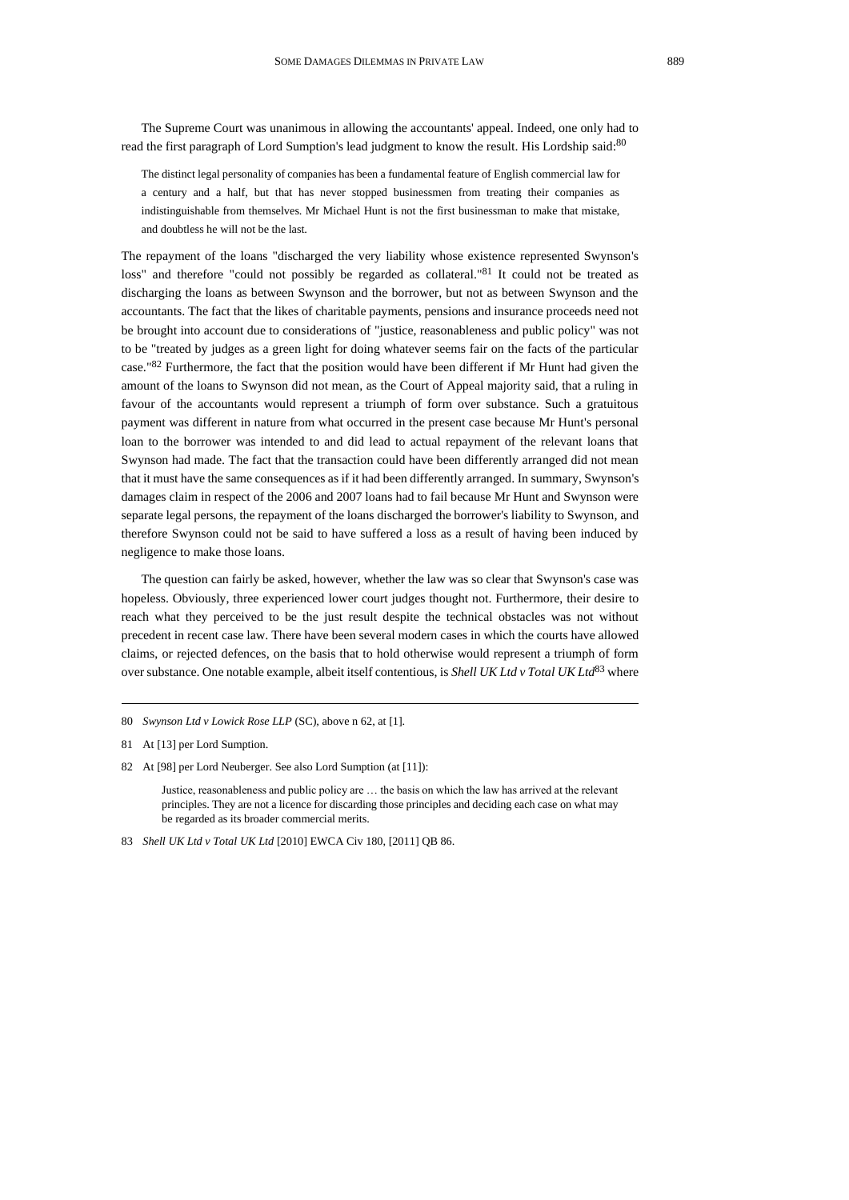The Supreme Court was unanimous in allowing the accountants' appeal. Indeed, one only had to read the first paragraph of Lord Sumption's lead judgment to know the result. His Lordship said:[80]

> The distinct legal personality of companies has been a fundamental feature of English commercial law for a century and a half, but that has never stopped businessmen from treating their companies as indistinguishable from themselves. Mr Michael Hunt is not the first businessman to make that mistake, and doubtless he will not be the last.

The repayment of the loans "discharged the very liability whose existence represented Swynson's loss" and therefore "could not possibly be regarded as collateral."[81] It could not be treated as discharging the loans as between Swynson and the borrower, but not as between Swynson and the accountants. The fact that the likes of charitable payments, pensions and insurance proceeds need not be brought into account due to considerations of "justice, reasonableness and public policy" was not to be "treated by judges as a green light for doing whatever seems fair on the facts of the particular case."[82] Furthermore, the fact that the position would have been different if Mr Hunt had given the amount of the loans to Swynson did not mean, as the Court of Appeal majority said, that a ruling in favour of the accountants would represent a triumph of form over substance. Such a gratuitous payment was different in nature from what occurred in the present case because Mr Hunt's personal loan to the borrower was intended to and did lead to actual repayment of the relevant loans that Swynson had made. The fact that the transaction could have been differently arranged did not mean that it must have the same consequences as if it had been differently arranged. In summary, Swynson's damages claim in respect of the 2006 and 2007 loans had to fail because Mr Hunt and Swynson were separate legal persons, the repayment of the loans discharged the borrower's liability to Swynson, and therefore Swynson could not be said to have suffered a loss as a result of having been induced by negligence to make those loans.

The question can fairly be asked, however, whether the law was so clear that Swynson's case was hopeless. Obviously, three experienced lower court judges thought not. Furthermore, their desire to reach what they perceived to be the just result despite the technical obstacles was not without precedent in recent case law. There have been several modern cases in which the courts have allowed claims, or rejected defences, on the basis that to hold otherwise would represent a triumph of form over substance. One notable example, albeit itself contentious, is *Shell UK Ltd v Total UK Ltd*[83] where

---

80 *Swynson Ltd v Lowick Rose LLP* (SC), above n 62, at [1].

81 At [13] per Lord Sumption.

82 At [98] per Lord Neuberger. See also Lord Sumption (at [11]):

> Justice, reasonableness and public policy are … the basis on which the law has arrived at the relevant principles. They are not a licence for discarding those principles and deciding each case on what may be regarded as its broader commercial merits.

83 *Shell UK Ltd v Total UK Ltd* [2010] EWCA Civ 180, [2011] QB 86.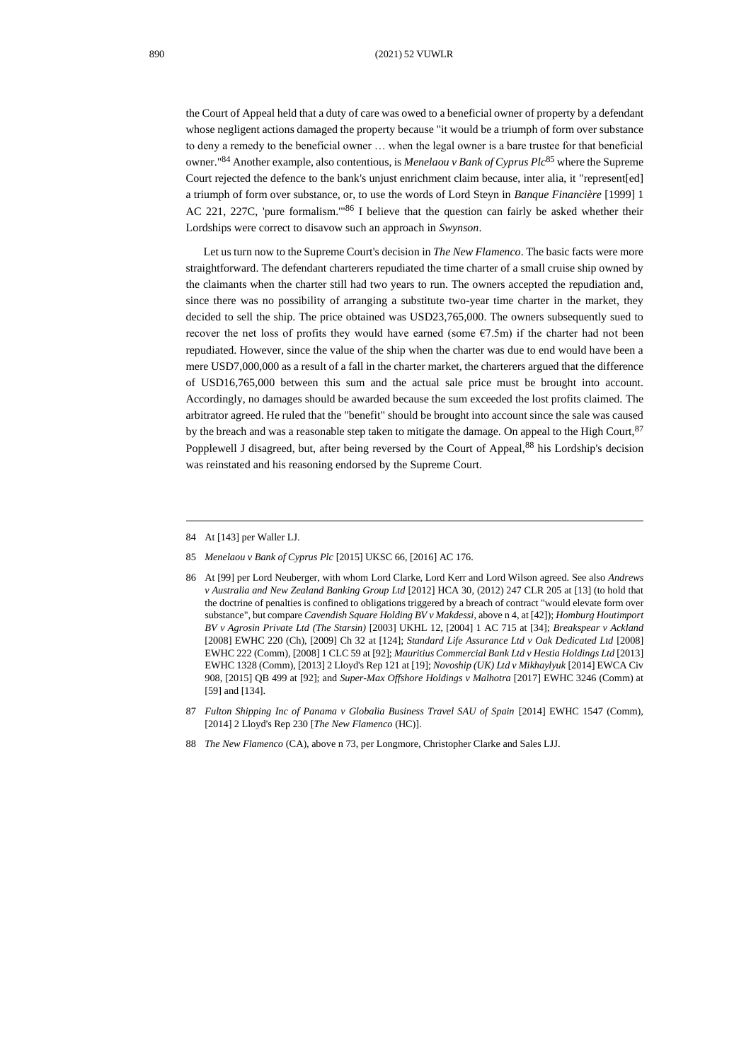the Court of Appeal held that a duty of care was owed to a beneficial owner of property by a defendant whose negligent actions damaged the property because "it would be a triumph of form over substance to deny a remedy to the beneficial owner … when the legal owner is a bare trustee for that beneficial owner."[84] Another example, also contentious, is *Menelaou v Bank of Cyprus Plc*[85] where the Supreme Court rejected the defence to the bank's unjust enrichment claim because, inter alia, it "represent[ed] a triumph of form over substance, or, to use the words of Lord Steyn in *Banque Financière* [1999] 1 AC 221, 227C, 'pure formalism.'"[86] I believe that the question can fairly be asked whether their Lordships were correct to disavow such an approach in *Swynson*.

Let us turn now to the Supreme Court's decision in *The New Flamenco*. The basic facts were more straightforward. The defendant charterers repudiated the time charter of a small cruise ship owned by the claimants when the charter still had two years to run. The owners accepted the repudiation and, since there was no possibility of arranging a substitute two-year time charter in the market, they decided to sell the ship. The price obtained was USD23,765,000. The owners subsequently sued to recover the net loss of profits they would have earned (some €7.5m) if the charter had not been repudiated. However, since the value of the ship when the charter was due to end would have been a mere USD7,000,000 as a result of a fall in the charter market, the charterers argued that the difference of USD16,765,000 between this sum and the actual sale price must be brought into account. Accordingly, no damages should be awarded because the sum exceeded the lost profits claimed. The arbitrator agreed. He ruled that the "benefit" should be brought into account since the sale was caused by the breach and was a reasonable step taken to mitigate the damage. On appeal to the High Court,[87] Popplewell J disagreed, but, after being reversed by the Court of Appeal,[88] his Lordship's decision was reinstated and his reasoning endorsed by the Supreme Court.

---

84 At [143] per Waller LJ.

85 *Menelaou v Bank of Cyprus Plc* [2015] UKSC 66, [2016] AC 176.

86 At [99] per Lord Neuberger, with whom Lord Clarke, Lord Kerr and Lord Wilson agreed. See also *Andrews v Australia and New Zealand Banking Group Ltd* [2012] HCA 30, (2012) 247 CLR 205 at [13] (to hold that the doctrine of penalties is confined to obligations triggered by a breach of contract "would elevate form over substance", but compare *Cavendish Square Holding BV v Makdessi*, above n 4, at [42]); *Homburg Houtimport BV v Agrosin Private Ltd (The Starsin)* [2003] UKHL 12, [2004] 1 AC 715 at [34]; *Breakspear v Ackland* [2008] EWHC 220 (Ch), [2009] Ch 32 at [124]; *Standard Life Assurance Ltd v Oak Dedicated Ltd* [2008] EWHC 222 (Comm), [2008] 1 CLC 59 at [92]; *Mauritius Commercial Bank Ltd v Hestia Holdings Ltd* [2013] EWHC 1328 (Comm), [2013] 2 Lloyd's Rep 121 at [19]; *Novoship (UK) Ltd v Mikhaylyuk* [2014] EWCA Civ 908, [2015] QB 499 at [92]; and *Super-Max Offshore Holdings v Malhotra* [2017] EWHC 3246 (Comm) at [59] and [134].

87 *Fulton Shipping Inc of Panama v Globalia Business Travel SAU of Spain* [2014] EWHC 1547 (Comm), [2014] 2 Lloyd's Rep 230 [*The New Flamenco* (HC)].

88 *The New Flamenco* (CA), above n 73, per Longmore, Christopher Clarke and Sales LJJ.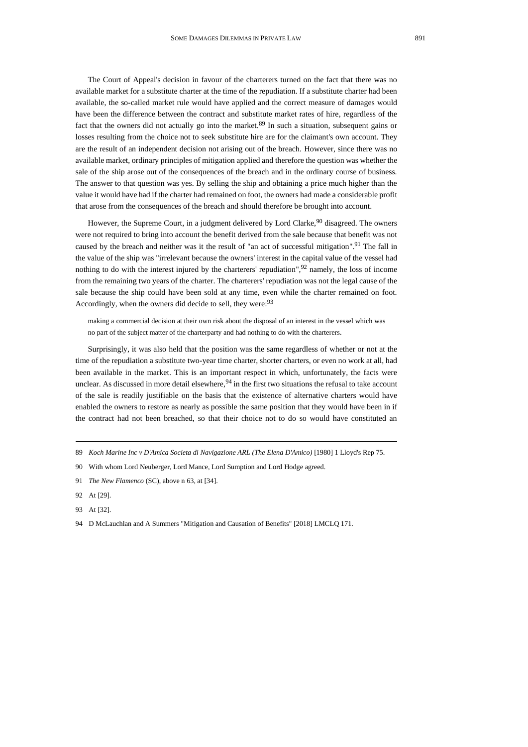The Court of Appeal's decision in favour of the charterers turned on the fact that there was no available market for a substitute charter at the time of the repudiation. If a substitute charter had been available, the so-called market rule would have applied and the correct measure of damages would have been the difference between the contract and substitute market rates of hire, regardless of the fact that the owners did not actually go into the market.[89] In such a situation, subsequent gains or losses resulting from the choice not to seek substitute hire are for the claimant's own account. They are the result of an independent decision not arising out of the breach. However, since there was no available market, ordinary principles of mitigation applied and therefore the question was whether the sale of the ship arose out of the consequences of the breach and in the ordinary course of business. The answer to that question was yes. By selling the ship and obtaining a price much higher than the value it would have had if the charter had remained on foot, the owners had made a considerable profit that arose from the consequences of the breach and should therefore be brought into account.

However, the Supreme Court, in a judgment delivered by Lord Clarke,[90] disagreed. The owners were not required to bring into account the benefit derived from the sale because that benefit was not caused by the breach and neither was it the result of "an act of successful mitigation".[91] The fall in the value of the ship was "irrelevant because the owners' interest in the capital value of the vessel had nothing to do with the interest injured by the charterers' repudiation",[92] namely, the loss of income from the remaining two years of the charter. The charterers' repudiation was not the legal cause of the sale because the ship could have been sold at any time, even while the charter remained on foot. Accordingly, when the owners did decide to sell, they were:[93]

> making a commercial decision at their own risk about the disposal of an interest in the vessel which was no part of the subject matter of the charterparty and had nothing to do with the charterers.

Surprisingly, it was also held that the position was the same regardless of whether or not at the time of the repudiation a substitute two-year time charter, shorter charters, or even no work at all, had been available in the market. This is an important respect in which, unfortunately, the facts were unclear. As discussed in more detail elsewhere,[94] in the first two situations the refusal to take account of the sale is readily justifiable on the basis that the existence of alternative charters would have enabled the owners to restore as nearly as possible the same position that they would have been in if the contract had not been breached, so that their choice not to do so would have constituted an

---

89 *Koch Marine Inc v D'Amica Societa di Navigazione ARL (The Elena D'Amico)* [1980] 1 Lloyd's Rep 75.

90 With whom Lord Neuberger, Lord Mance, Lord Sumption and Lord Hodge agreed.

91 *The New Flamenco* (SC), above n 63, at [34].

92 At [29].

93 At [32].

94 D McLauchlan and A Summers "Mitigation and Causation of Benefits" [2018] LMCLQ 171.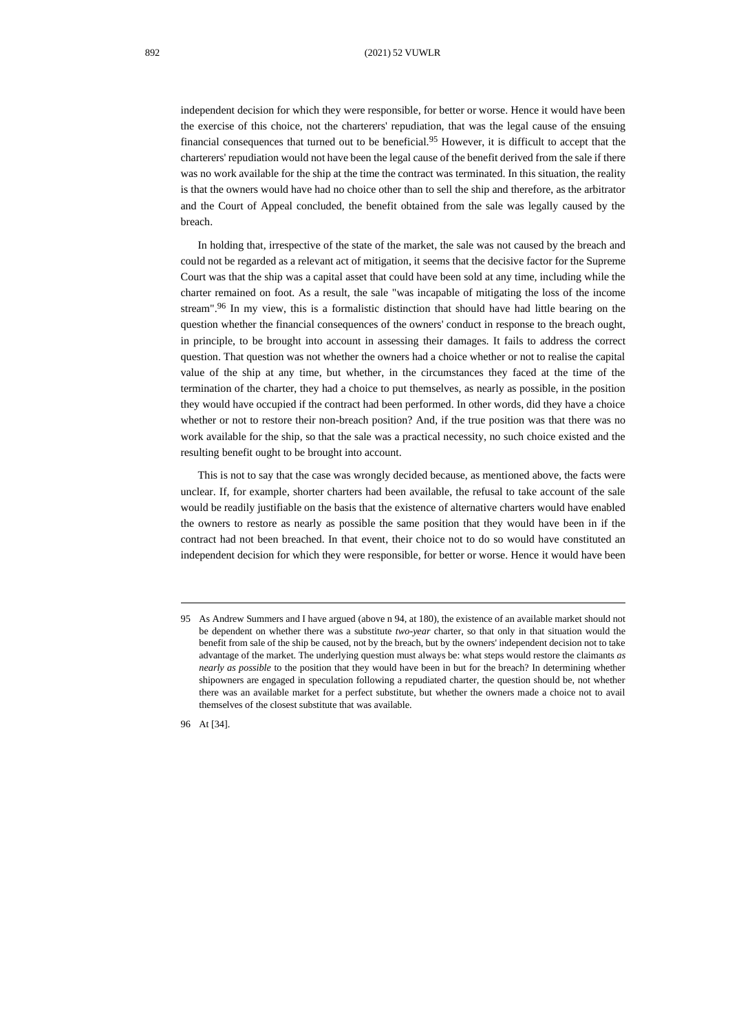independent decision for which they were responsible, for better or worse. Hence it would have been the exercise of this choice, not the charterers' repudiation, that was the legal cause of the ensuing financial consequences that turned out to be beneficial.[95] However, it is difficult to accept that the charterers' repudiation would not have been the legal cause of the benefit derived from the sale if there was no work available for the ship at the time the contract was terminated. In this situation, the reality is that the owners would have had no choice other than to sell the ship and therefore, as the arbitrator and the Court of Appeal concluded, the benefit obtained from the sale was legally caused by the breach.

In holding that, irrespective of the state of the market, the sale was not caused by the breach and could not be regarded as a relevant act of mitigation, it seems that the decisive factor for the Supreme Court was that the ship was a capital asset that could have been sold at any time, including while the charter remained on foot. As a result, the sale "was incapable of mitigating the loss of the income stream".[96] In my view, this is a formalistic distinction that should have had little bearing on the question whether the financial consequences of the owners' conduct in response to the breach ought, in principle, to be brought into account in assessing their damages. It fails to address the correct question. That question was not whether the owners had a choice whether or not to realise the capital value of the ship at any time, but whether, in the circumstances they faced at the time of the termination of the charter, they had a choice to put themselves, as nearly as possible, in the position they would have occupied if the contract had been performed. In other words, did they have a choice whether or not to restore their non-breach position? And, if the true position was that there was no work available for the ship, so that the sale was a practical necessity, no such choice existed and the resulting benefit ought to be brought into account.

This is not to say that the case was wrongly decided because, as mentioned above, the facts were unclear. If, for example, shorter charters had been available, the refusal to take account of the sale would be readily justifiable on the basis that the existence of alternative charters would have enabled the owners to restore as nearly as possible the same position that they would have been in if the contract had not been breached. In that event, their choice not to do so would have constituted an independent decision for which they were responsible, for better or worse. Hence it would have been

95 As Andrew Summers and I have argued (above n 94, at 180), the existence of an available market should not be dependent on whether there was a substitute *two-year* charter, so that only in that situation would the benefit from sale of the ship be caused, not by the breach, but by the owners' independent decision not to take advantage of the market. The underlying question must always be: what steps would restore the claimants *as nearly as possible* to the position that they would have been in but for the breach? In determining whether shipowners are engaged in speculation following a repudiated charter, the question should be, not whether there was an available market for a perfect substitute, but whether the owners made a choice not to avail themselves of the closest substitute that was available.

96 At [34].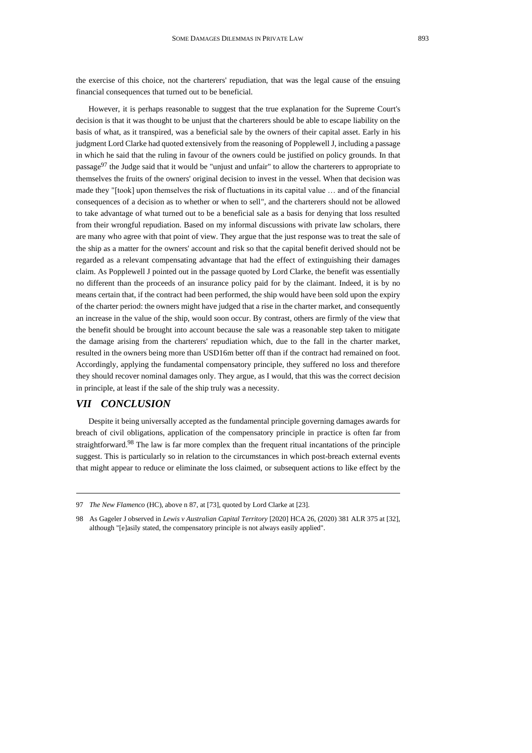the exercise of this choice, not the charterers' repudiation, that was the legal cause of the ensuing financial consequences that turned out to be beneficial.

However, it is perhaps reasonable to suggest that the true explanation for the Supreme Court's decision is that it was thought to be unjust that the charterers should be able to escape liability on the basis of what, as it transpired, was a beneficial sale by the owners of their capital asset. Early in his judgment Lord Clarke had quoted extensively from the reasoning of Popplewell J, including a passage in which he said that the ruling in favour of the owners could be justified on policy grounds. In that passage[97] the Judge said that it would be "unjust and unfair" to allow the charterers to appropriate to themselves the fruits of the owners' original decision to invest in the vessel. When that decision was made they "[took] upon themselves the risk of fluctuations in its capital value … and of the financial consequences of a decision as to whether or when to sell", and the charterers should not be allowed to take advantage of what turned out to be a beneficial sale as a basis for denying that loss resulted from their wrongful repudiation. Based on my informal discussions with private law scholars, there are many who agree with that point of view. They argue that the just response was to treat the sale of the ship as a matter for the owners' account and risk so that the capital benefit derived should not be regarded as a relevant compensating advantage that had the effect of extinguishing their damages claim. As Popplewell J pointed out in the passage quoted by Lord Clarke, the benefit was essentially no different than the proceeds of an insurance policy paid for by the claimant. Indeed, it is by no means certain that, if the contract had been performed, the ship would have been sold upon the expiry of the charter period: the owners might have judged that a rise in the charter market, and consequently an increase in the value of the ship, would soon occur. By contrast, others are firmly of the view that the benefit should be brought into account because the sale was a reasonable step taken to mitigate the damage arising from the charterers' repudiation which, due to the fall in the charter market, resulted in the owners being more than USD16m better off than if the contract had remained on foot. Accordingly, applying the fundamental compensatory principle, they suffered no loss and therefore they should recover nominal damages only. They argue, as I would, that this was the correct decision in principle, at least if the sale of the ship truly was a necessity.

## *VII CONCLUSION*

Despite it being universally accepted as the fundamental principle governing damages awards for breach of civil obligations, application of the compensatory principle in practice is often far from straightforward.[98] The law is far more complex than the frequent ritual incantations of the principle suggest. This is particularly so in relation to the circumstances in which post-breach external events that might appear to reduce or eliminate the loss claimed, or subsequent actions to like effect by the

---

97 *The New Flamenco* (HC), above n 87, at [73], quoted by Lord Clarke at [23].

98 As Gageler J observed in *Lewis v Australian Capital Territory* [2020] HCA 26, (2020) 381 ALR 375 at [32], although "[e]asily stated, the compensatory principle is not always easily applied".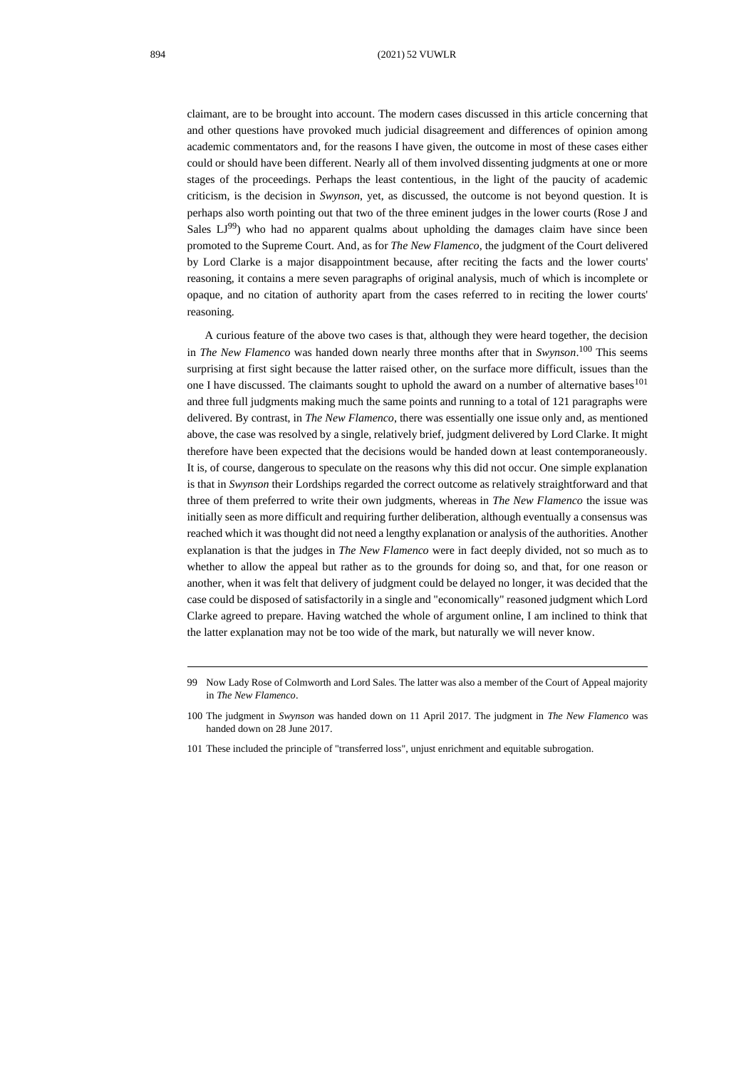claimant, are to be brought into account. The modern cases discussed in this article concerning that and other questions have provoked much judicial disagreement and differences of opinion among academic commentators and, for the reasons I have given, the outcome in most of these cases either could or should have been different. Nearly all of them involved dissenting judgments at one or more stages of the proceedings. Perhaps the least contentious, in the light of the paucity of academic criticism, is the decision in *Swynson*, yet, as discussed, the outcome is not beyond question. It is perhaps also worth pointing out that two of the three eminent judges in the lower courts (Rose J and Sales LJ[99]) who had no apparent qualms about upholding the damages claim have since been promoted to the Supreme Court. And, as for *The New Flamenco*, the judgment of the Court delivered by Lord Clarke is a major disappointment because, after reciting the facts and the lower courts' reasoning, it contains a mere seven paragraphs of original analysis, much of which is incomplete or opaque, and no citation of authority apart from the cases referred to in reciting the lower courts' reasoning.

A curious feature of the above two cases is that, although they were heard together, the decision in *The New Flamenco* was handed down nearly three months after that in *Swynson*.[100] This seems surprising at first sight because the latter raised other, on the surface more difficult, issues than the one I have discussed. The claimants sought to uphold the award on a number of alternative bases[101] and three full judgments making much the same points and running to a total of 121 paragraphs were delivered. By contrast, in *The New Flamenco*, there was essentially one issue only and, as mentioned above, the case was resolved by a single, relatively brief, judgment delivered by Lord Clarke. It might therefore have been expected that the decisions would be handed down at least contemporaneously. It is, of course, dangerous to speculate on the reasons why this did not occur. One simple explanation is that in *Swynson* their Lordships regarded the correct outcome as relatively straightforward and that three of them preferred to write their own judgments, whereas in *The New Flamenco* the issue was initially seen as more difficult and requiring further deliberation, although eventually a consensus was reached which it was thought did not need a lengthy explanation or analysis of the authorities. Another explanation is that the judges in *The New Flamenco* were in fact deeply divided, not so much as to whether to allow the appeal but rather as to the grounds for doing so, and that, for one reason or another, when it was felt that delivery of judgment could be delayed no longer, it was decided that the case could be disposed of satisfactorily in a single and "economically" reasoned judgment which Lord Clarke agreed to prepare. Having watched the whole of argument online, I am inclined to think that the latter explanation may not be too wide of the mark, but naturally we will never know.

---

99 Now Lady Rose of Colmworth and Lord Sales. The latter was also a member of the Court of Appeal majority in *The New Flamenco*.

100 The judgment in *Swynson* was handed down on 11 April 2017. The judgment in *The New Flamenco* was handed down on 28 June 2017.

101 These included the principle of "transferred loss", unjust enrichment and equitable subrogation.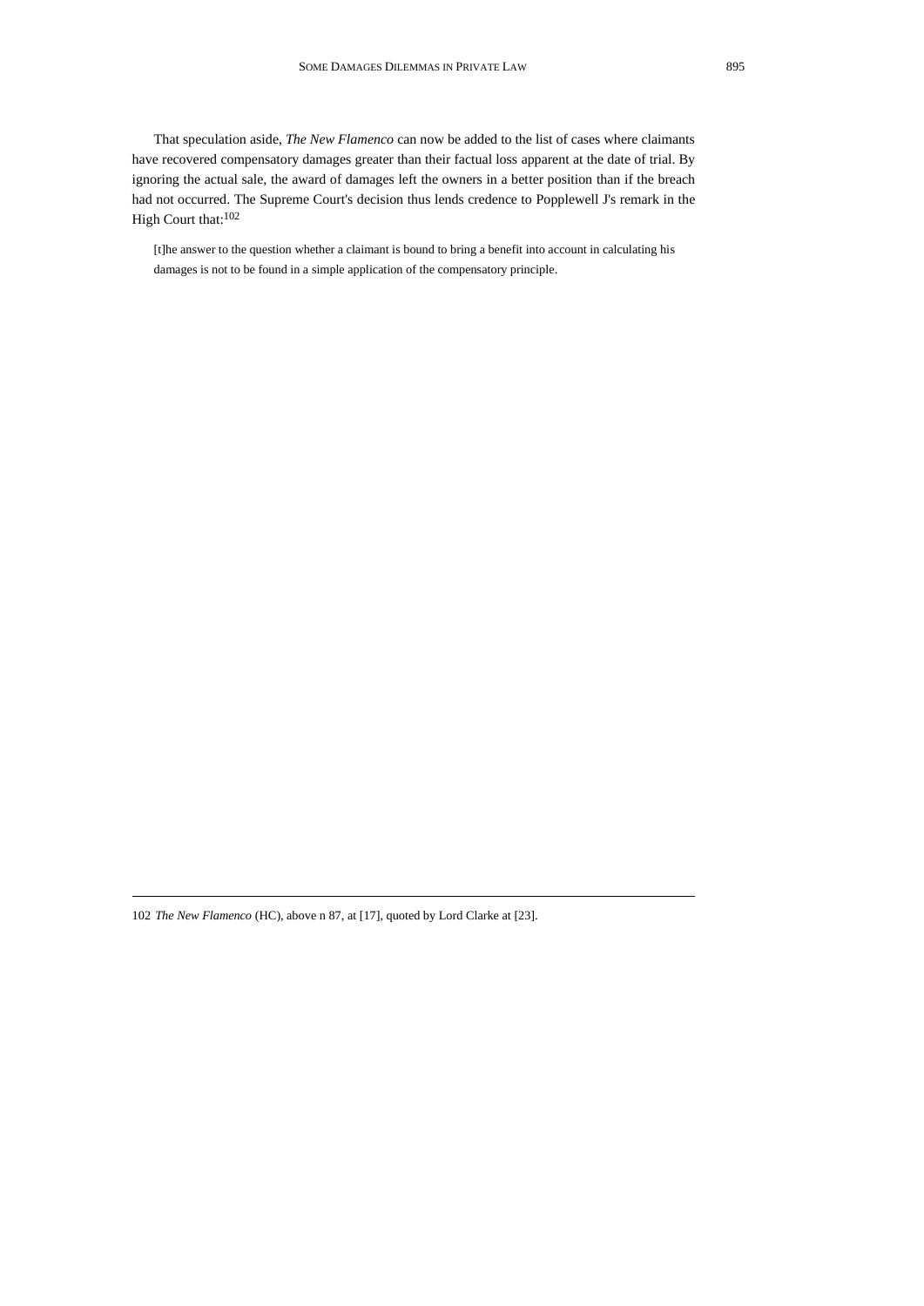That speculation aside, *The New Flamenco* can now be added to the list of cases where claimants have recovered compensatory damages greater than their factual loss apparent at the date of trial. By ignoring the actual sale, the award of damages left the owners in a better position than if the breach had not occurred. The Supreme Court's decision thus lends credence to Popplewell J's remark in the High Court that:[102]

> [t]he answer to the question whether a claimant is bound to bring a benefit into account in calculating his damages is not to be found in a simple application of the compensatory principle.

---

102 *The New Flamenco* (HC), above n 87, at [17], quoted by Lord Clarke at [23].